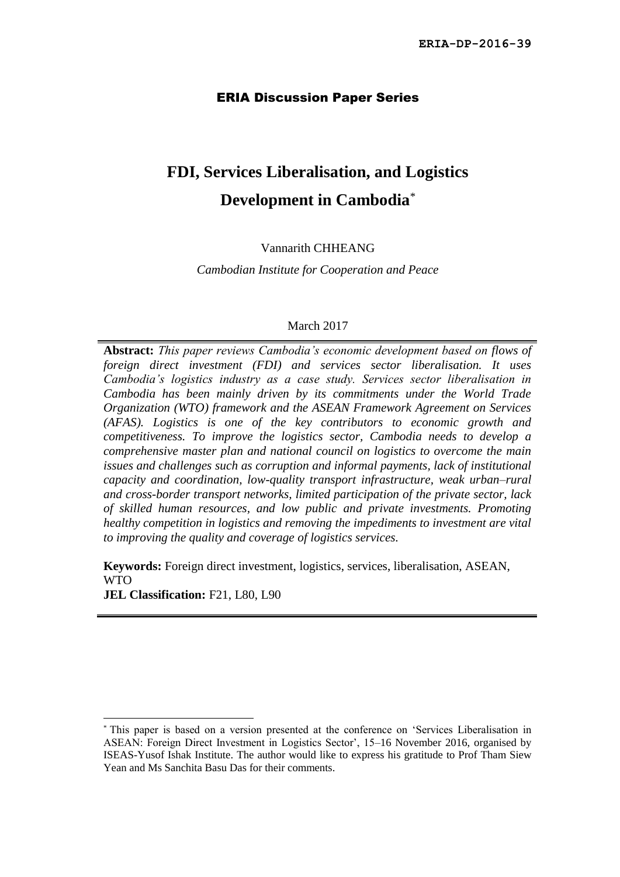ERIA-DP-2016-39

ERIA Discussion Paper Series

# FDI, Services Liberalisation, and Logistics Development in Cambodia[*]

Vannarith CHHEANG

*Cambodian Institute for Cooperation and Peace*

March 2017

**Abstract:** *This paper reviews Cambodia's economic development based on flows of foreign direct investment (FDI) and services sector liberalisation. It uses Cambodia's logistics industry as a case study. Services sector liberalisation in Cambodia has been mainly driven by its commitments under the World Trade Organization (WTO) framework and the ASEAN Framework Agreement on Services (AFAS). Logistics is one of the key contributors to economic growth and competitiveness. To improve the logistics sector, Cambodia needs to develop a comprehensive master plan and national council on logistics to overcome the main issues and challenges such as corruption and informal payments, lack of institutional capacity and coordination, low-quality transport infrastructure, weak urban–rural and cross-border transport networks, limited participation of the private sector, lack of skilled human resources, and low public and private investments. Promoting healthy competition in logistics and removing the impediments to investment are vital to improving the quality and coverage of logistics services.*

**Keywords:** Foreign direct investment, logistics, services, liberalisation, ASEAN, WTO

**JEL Classification:** F21, L80, L90

[*] This paper is based on a version presented at the conference on 'Services Liberalisation in ASEAN: Foreign Direct Investment in Logistics Sector', 15–16 November 2016, organised by ISEAS-Yusof Ishak Institute. The author would like to express his gratitude to Prof Tham Siew Yean and Ms Sanchita Basu Das for their comments.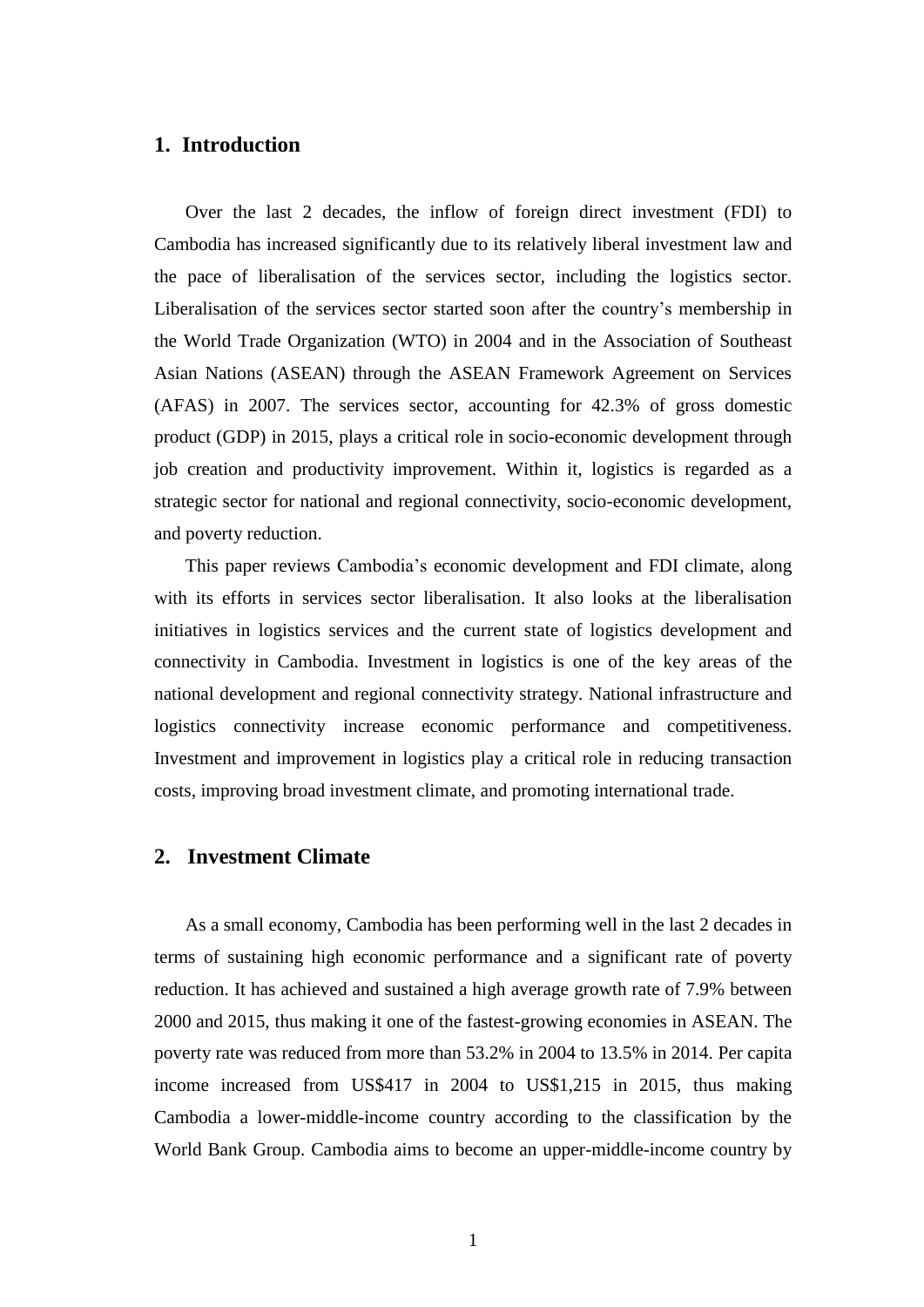## 1. Introduction

Over the last 2 decades, the inflow of foreign direct investment (FDI) to Cambodia has increased significantly due to its relatively liberal investment law and the pace of liberalisation of the services sector, including the logistics sector. Liberalisation of the services sector started soon after the country's membership in the World Trade Organization (WTO) in 2004 and in the Association of Southeast Asian Nations (ASEAN) through the ASEAN Framework Agreement on Services (AFAS) in 2007. The services sector, accounting for 42.3% of gross domestic product (GDP) in 2015, plays a critical role in socio-economic development through job creation and productivity improvement. Within it, logistics is regarded as a strategic sector for national and regional connectivity, socio-economic development, and poverty reduction.

This paper reviews Cambodia's economic development and FDI climate, along with its efforts in services sector liberalisation. It also looks at the liberalisation initiatives in logistics services and the current state of logistics development and connectivity in Cambodia. Investment in logistics is one of the key areas of the national development and regional connectivity strategy. National infrastructure and logistics connectivity increase economic performance and competitiveness. Investment and improvement in logistics play a critical role in reducing transaction costs, improving broad investment climate, and promoting international trade.

## 2. Investment Climate

As a small economy, Cambodia has been performing well in the last 2 decades in terms of sustaining high economic performance and a significant rate of poverty reduction. It has achieved and sustained a high average growth rate of 7.9% between 2000 and 2015, thus making it one of the fastest-growing economies in ASEAN. The poverty rate was reduced from more than 53.2% in 2004 to 13.5% in 2014. Per capita income increased from US$417 in 2004 to US$1,215 in 2015, thus making Cambodia a lower-middle-income country according to the classification by the World Bank Group. Cambodia aims to become an upper-middle-income country by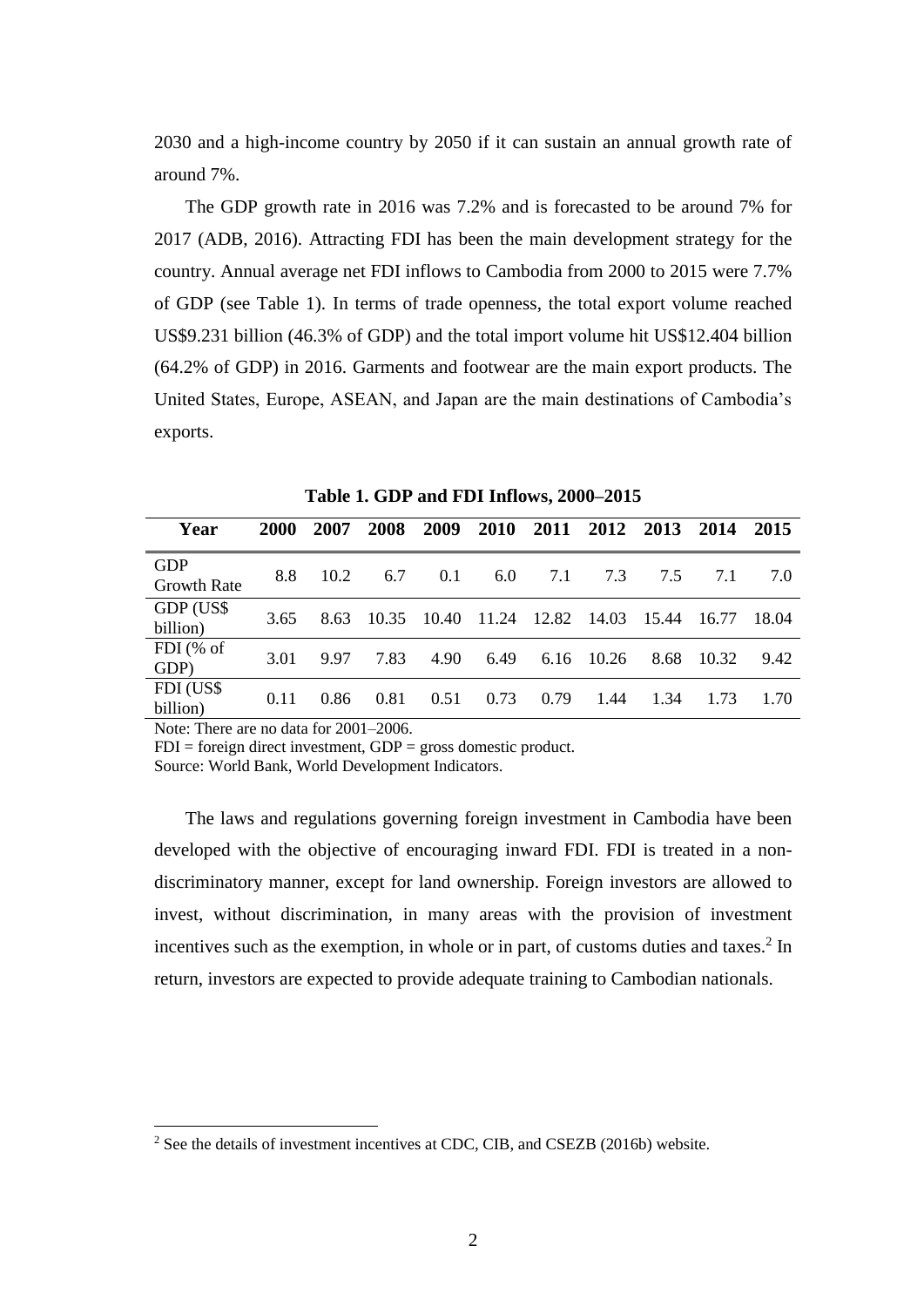2030 and a high-income country by 2050 if it can sustain an annual growth rate of around 7%.

The GDP growth rate in 2016 was 7.2% and is forecasted to be around 7% for 2017 (ADB, 2016). Attracting FDI has been the main development strategy for the country. Annual average net FDI inflows to Cambodia from 2000 to 2015 were 7.7% of GDP (see Table 1). In terms of trade openness, the total export volume reached US$9.231 billion (46.3% of GDP) and the total import volume hit US$12.404 billion (64.2% of GDP) in 2016. Garments and footwear are the main export products. The United States, Europe, ASEAN, and Japan are the main destinations of Cambodia's exports.

**Table 1. GDP and FDI Inflows, 2000–2015**

| Year | 2000 | 2007 | 2008 | 2009 | 2010 | 2011 | 2012 | 2013 | 2014 | 2015 |
|---|---|---|---|---|---|---|---|---|---|---|
| GDP Growth Rate | 8.8 | 10.2 | 6.7 | 0.1 | 6.0 | 7.1 | 7.3 | 7.5 | 7.1 | 7.0 |
| GDP (US$ billion) | 3.65 | 8.63 | 10.35 | 10.40 | 11.24 | 12.82 | 14.03 | 15.44 | 16.77 | 18.04 |
| FDI (% of GDP) | 3.01 | 9.97 | 7.83 | 4.90 | 6.49 | 6.16 | 10.26 | 8.68 | 10.32 | 9.42 |
| FDI (US$ billion) | 0.11 | 0.86 | 0.81 | 0.51 | 0.73 | 0.79 | 1.44 | 1.34 | 1.73 | 1.70 |

Note: There are no data for 2001–2006.
FDI = foreign direct investment, GDP = gross domestic product.
Source: World Bank, World Development Indicators.

The laws and regulations governing foreign investment in Cambodia have been developed with the objective of encouraging inward FDI. FDI is treated in a non-discriminatory manner, except for land ownership. Foreign investors are allowed to invest, without discrimination, in many areas with the provision of investment incentives such as the exemption, in whole or in part, of customs duties and taxes.[2] In return, investors are expected to provide adequate training to Cambodian nationals.

[2] See the details of investment incentives at CDC, CIB, and CSEZB (2016b) website.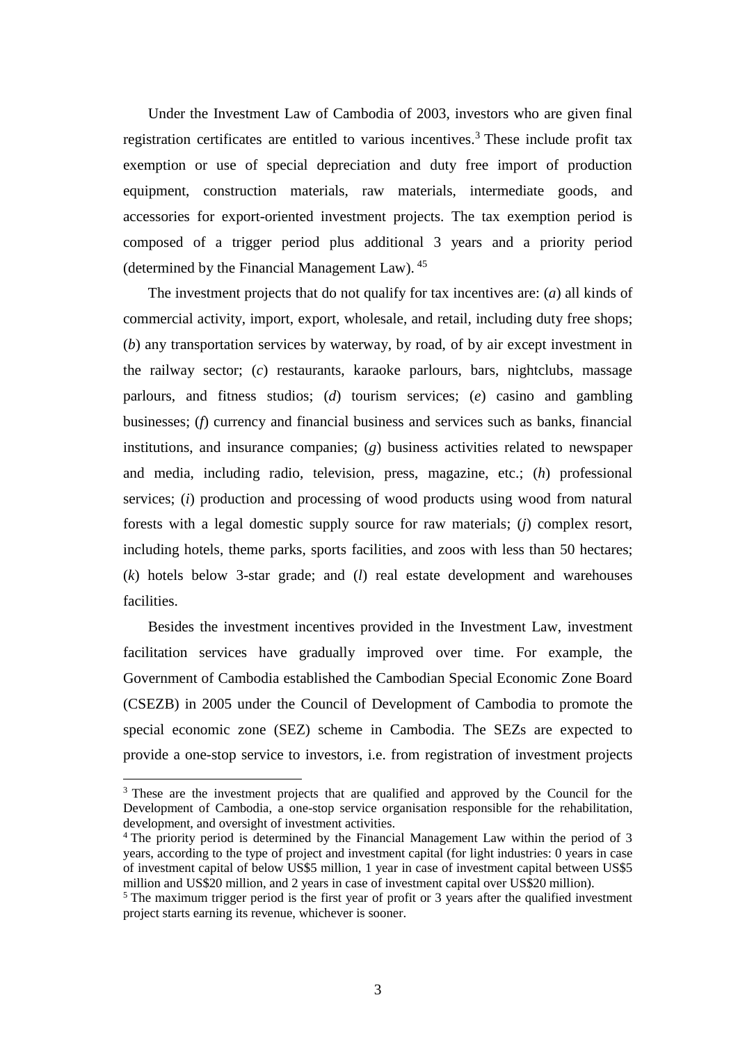Under the Investment Law of Cambodia of 2003, investors who are given final registration certificates are entitled to various incentives.[3] These include profit tax exemption or use of special depreciation and duty free import of production equipment, construction materials, raw materials, intermediate goods, and accessories for export-oriented investment projects. The tax exemption period is composed of a trigger period plus additional 3 years and a priority period (determined by the Financial Management Law). [45]

The investment projects that do not qualify for tax incentives are: (*a*) all kinds of commercial activity, import, export, wholesale, and retail, including duty free shops; (*b*) any transportation services by waterway, by road, of by air except investment in the railway sector; (*c*) restaurants, karaoke parlours, bars, nightclubs, massage parlours, and fitness studios; (*d*) tourism services; (*e*) casino and gambling businesses; (*f*) currency and financial business and services such as banks, financial institutions, and insurance companies; (*g*) business activities related to newspaper and media, including radio, television, press, magazine, etc.; (*h*) professional services; (*i*) production and processing of wood products using wood from natural forests with a legal domestic supply source for raw materials; (*j*) complex resort, including hotels, theme parks, sports facilities, and zoos with less than 50 hectares; (*k*) hotels below 3-star grade; and (*l*) real estate development and warehouses facilities.

Besides the investment incentives provided in the Investment Law, investment facilitation services have gradually improved over time. For example, the Government of Cambodia established the Cambodian Special Economic Zone Board (CSEZB) in 2005 under the Council of Development of Cambodia to promote the special economic zone (SEZ) scheme in Cambodia. The SEZs are expected to provide a one-stop service to investors, i.e. from registration of investment projects

---

[3] These are the investment projects that are qualified and approved by the Council for the Development of Cambodia, a one-stop service organisation responsible for the rehabilitation, development, and oversight of investment activities.

[4] The priority period is determined by the Financial Management Law within the period of 3 years, according to the type of project and investment capital (for light industries: 0 years in case of investment capital of below US$5 million, 1 year in case of investment capital between US$5 million and US$20 million, and 2 years in case of investment capital over US$20 million).

[5] The maximum trigger period is the first year of profit or 3 years after the qualified investment project starts earning its revenue, whichever is sooner.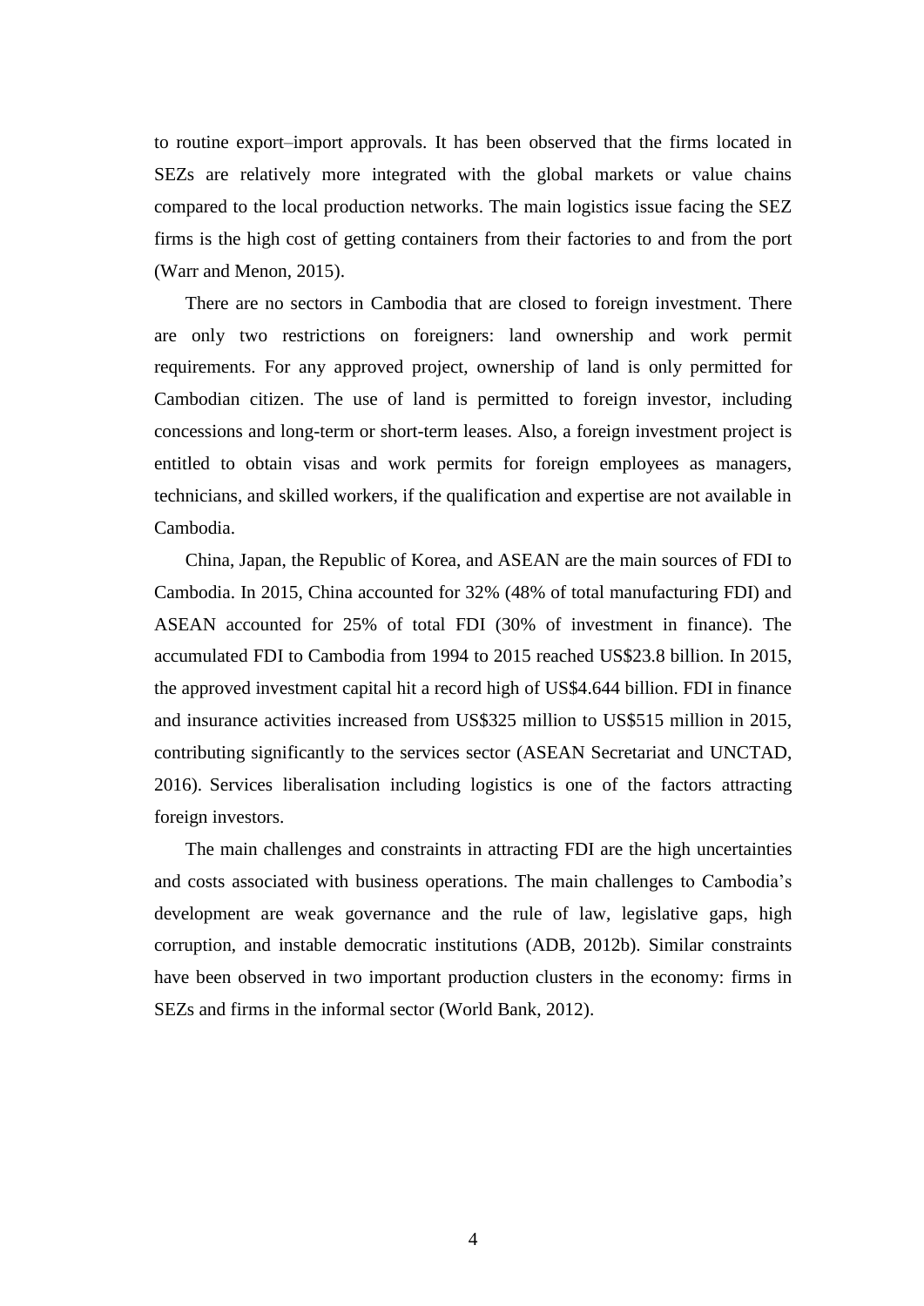to routine export–import approvals. It has been observed that the firms located in SEZs are relatively more integrated with the global markets or value chains compared to the local production networks. The main logistics issue facing the SEZ firms is the high cost of getting containers from their factories to and from the port (Warr and Menon, 2015).

There are no sectors in Cambodia that are closed to foreign investment. There are only two restrictions on foreigners: land ownership and work permit requirements. For any approved project, ownership of land is only permitted for Cambodian citizen. The use of land is permitted to foreign investor, including concessions and long-term or short-term leases. Also, a foreign investment project is entitled to obtain visas and work permits for foreign employees as managers, technicians, and skilled workers, if the qualification and expertise are not available in Cambodia.

China, Japan, the Republic of Korea, and ASEAN are the main sources of FDI to Cambodia. In 2015, China accounted for 32% (48% of total manufacturing FDI) and ASEAN accounted for 25% of total FDI (30% of investment in finance). The accumulated FDI to Cambodia from 1994 to 2015 reached US$23.8 billion. In 2015, the approved investment capital hit a record high of US$4.644 billion. FDI in finance and insurance activities increased from US$325 million to US$515 million in 2015, contributing significantly to the services sector (ASEAN Secretariat and UNCTAD, 2016). Services liberalisation including logistics is one of the factors attracting foreign investors.

The main challenges and constraints in attracting FDI are the high uncertainties and costs associated with business operations. The main challenges to Cambodia's development are weak governance and the rule of law, legislative gaps, high corruption, and instable democratic institutions (ADB, 2012b). Similar constraints have been observed in two important production clusters in the economy: firms in SEZs and firms in the informal sector (World Bank, 2012).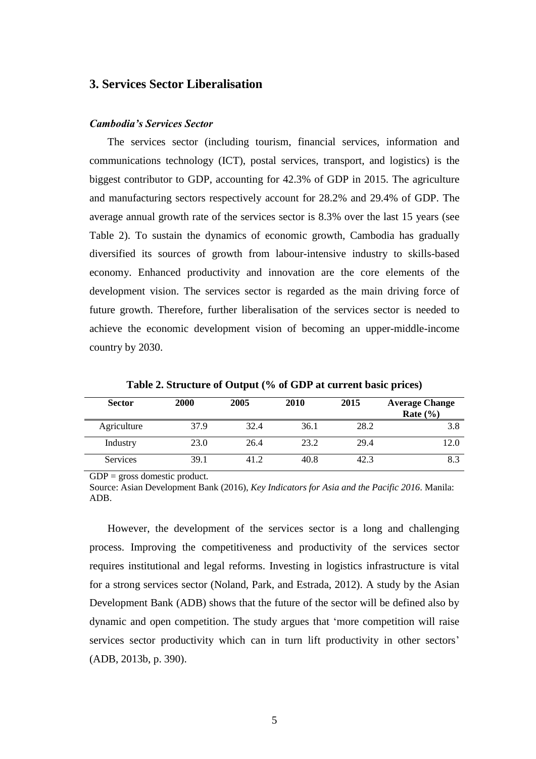## 3. Services Sector Liberalisation

### *Cambodia's Services Sector*

The services sector (including tourism, financial services, information and communications technology (ICT), postal services, transport, and logistics) is the biggest contributor to GDP, accounting for 42.3% of GDP in 2015. The agriculture and manufacturing sectors respectively account for 28.2% and 29.4% of GDP. The average annual growth rate of the services sector is 8.3% over the last 15 years (see Table 2). To sustain the dynamics of economic growth, Cambodia has gradually diversified its sources of growth from labour-intensive industry to skills-based economy. Enhanced productivity and innovation are the core elements of the development vision. The services sector is regarded as the main driving force of future growth. Therefore, further liberalisation of the services sector is needed to achieve the economic development vision of becoming an upper-middle-income country by 2030.

**Table 2. Structure of Output (% of GDP at current basic prices)**

| Sector | 2000 | 2005 | 2010 | 2015 | Average Change Rate (%) |
|---|---|---|---|---|---|
| Agriculture | 37.9 | 32.4 | 36.1 | 28.2 | 3.8 |
| Industry | 23.0 | 26.4 | 23.2 | 29.4 | 12.0 |
| Services | 39.1 | 41.2 | 40.8 | 42.3 | 8.3 |

GDP = gross domestic product.
Source: Asian Development Bank (2016), *Key Indicators for Asia and the Pacific 2016*. Manila: ADB.

However, the development of the services sector is a long and challenging process. Improving the competitiveness and productivity of the services sector requires institutional and legal reforms. Investing in logistics infrastructure is vital for a strong services sector (Noland, Park, and Estrada, 2012). A study by the Asian Development Bank (ADB) shows that the future of the sector will be defined also by dynamic and open competition. The study argues that 'more competition will raise services sector productivity which can in turn lift productivity in other sectors' (ADB, 2013b, p. 390).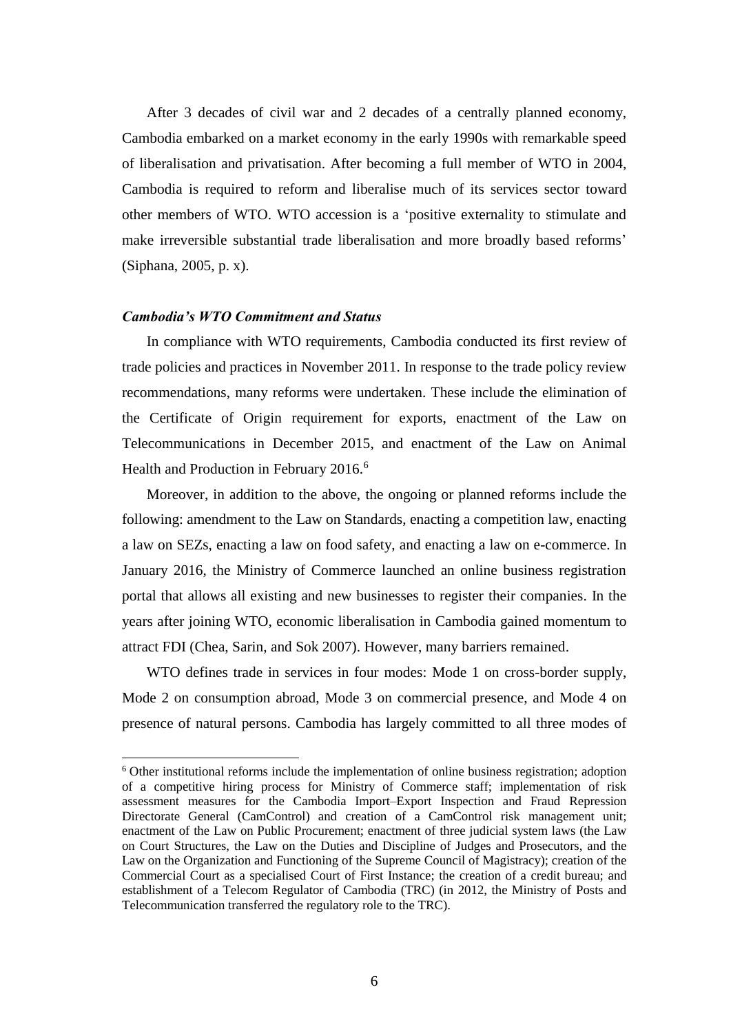After 3 decades of civil war and 2 decades of a centrally planned economy, Cambodia embarked on a market economy in the early 1990s with remarkable speed of liberalisation and privatisation. After becoming a full member of WTO in 2004, Cambodia is required to reform and liberalise much of its services sector toward other members of WTO. WTO accession is a 'positive externality to stimulate and make irreversible substantial trade liberalisation and more broadly based reforms' (Siphana, 2005, p. x).

### *Cambodia's WTO Commitment and Status*

In compliance with WTO requirements, Cambodia conducted its first review of trade policies and practices in November 2011. In response to the trade policy review recommendations, many reforms were undertaken. These include the elimination of the Certificate of Origin requirement for exports, enactment of the Law on Telecommunications in December 2015, and enactment of the Law on Animal Health and Production in February 2016.[6]

Moreover, in addition to the above, the ongoing or planned reforms include the following: amendment to the Law on Standards, enacting a competition law, enacting a law on SEZs, enacting a law on food safety, and enacting a law on e-commerce. In January 2016, the Ministry of Commerce launched an online business registration portal that allows all existing and new businesses to register their companies. In the years after joining WTO, economic liberalisation in Cambodia gained momentum to attract FDI (Chea, Sarin, and Sok 2007). However, many barriers remained.

WTO defines trade in services in four modes: Mode 1 on cross-border supply, Mode 2 on consumption abroad, Mode 3 on commercial presence, and Mode 4 on presence of natural persons. Cambodia has largely committed to all three modes of

[6] Other institutional reforms include the implementation of online business registration; adoption of a competitive hiring process for Ministry of Commerce staff; implementation of risk assessment measures for the Cambodia Import–Export Inspection and Fraud Repression Directorate General (CamControl) and creation of a CamControl risk management unit; enactment of the Law on Public Procurement; enactment of three judicial system laws (the Law on Court Structures, the Law on the Duties and Discipline of Judges and Prosecutors, and the Law on the Organization and Functioning of the Supreme Council of Magistracy); creation of the Commercial Court as a specialised Court of First Instance; the creation of a credit bureau; and establishment of a Telecom Regulator of Cambodia (TRC) (in 2012, the Ministry of Posts and Telecommunication transferred the regulatory role to the TRC).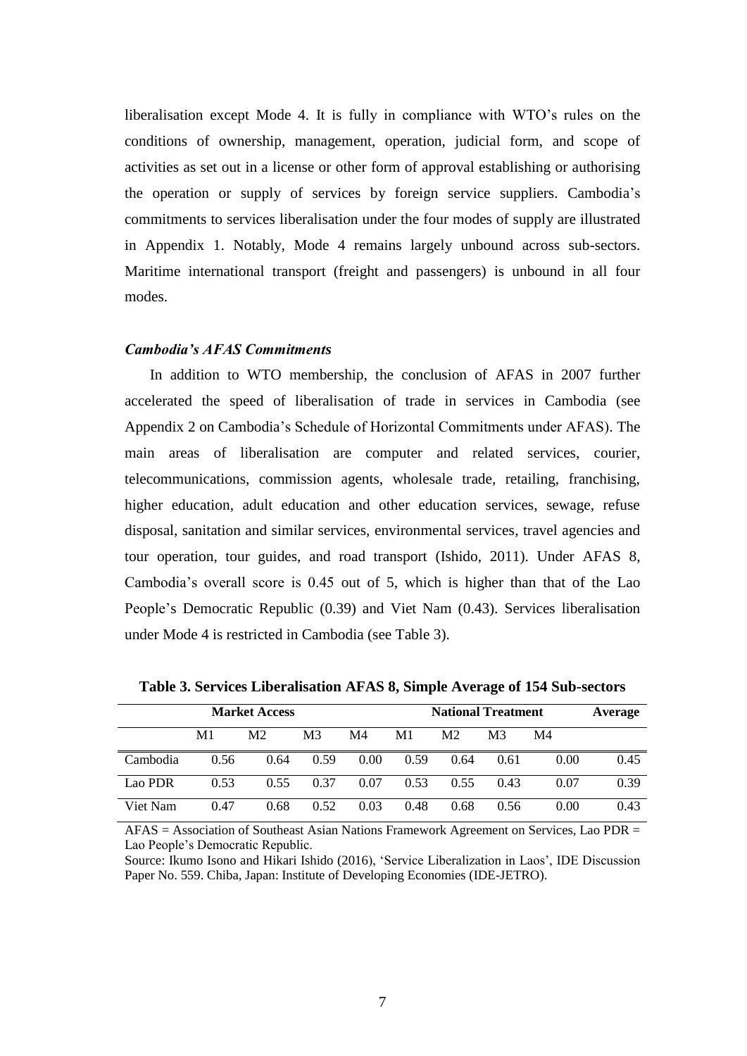liberalisation except Mode 4. It is fully in compliance with WTO's rules on the conditions of ownership, management, operation, judicial form, and scope of activities as set out in a license or other form of approval establishing or authorising the operation or supply of services by foreign service suppliers. Cambodia's commitments to services liberalisation under the four modes of supply are illustrated in Appendix 1. Notably, Mode 4 remains largely unbound across sub-sectors. Maritime international transport (freight and passengers) is unbound in all four modes.

### *Cambodia's AFAS Commitments*

In addition to WTO membership, the conclusion of AFAS in 2007 further accelerated the speed of liberalisation of trade in services in Cambodia (see Appendix 2 on Cambodia's Schedule of Horizontal Commitments under AFAS). The main areas of liberalisation are computer and related services, courier, telecommunications, commission agents, wholesale trade, retailing, franchising, higher education, adult education and other education services, sewage, refuse disposal, sanitation and similar services, environmental services, travel agencies and tour operation, tour guides, and road transport (Ishido, 2011). Under AFAS 8, Cambodia's overall score is 0.45 out of 5, which is higher than that of the Lao People's Democratic Republic (0.39) and Viet Nam (0.43). Services liberalisation under Mode 4 is restricted in Cambodia (see Table 3).

**Table 3. Services Liberalisation AFAS 8, Simple Average of 154 Sub-sectors**

| | Market Access | | | | National Treatment | | | | Average |
|---|---|---|---|---|---|---|---|---|---|
| | M1 | M2 | M3 | M4 | M1 | M2 | M3 | M4 | |
| Cambodia | 0.56 | 0.64 | 0.59 | 0.00 | 0.59 | 0.64 | 0.61 | 0.00 | 0.45 |
| Lao PDR | 0.53 | 0.55 | 0.37 | 0.07 | 0.53 | 0.55 | 0.43 | 0.07 | 0.39 |
| Viet Nam | 0.47 | 0.68 | 0.52 | 0.03 | 0.48 | 0.68 | 0.56 | 0.00 | 0.43 |

AFAS = Association of Southeast Asian Nations Framework Agreement on Services, Lao PDR = Lao People's Democratic Republic.

Source: Ikumo Isono and Hikari Ishido (2016), 'Service Liberalization in Laos', IDE Discussion Paper No. 559. Chiba, Japan: Institute of Developing Economies (IDE-JETRO).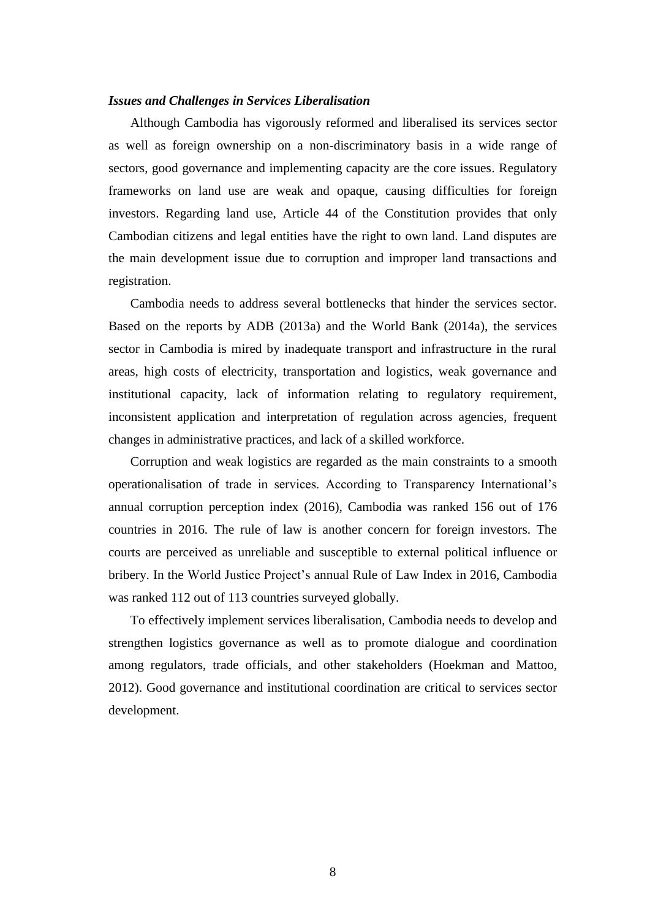***Issues and Challenges in Services Liberalisation***

Although Cambodia has vigorously reformed and liberalised its services sector as well as foreign ownership on a non-discriminatory basis in a wide range of sectors, good governance and implementing capacity are the core issues. Regulatory frameworks on land use are weak and opaque, causing difficulties for foreign investors. Regarding land use, Article 44 of the Constitution provides that only Cambodian citizens and legal entities have the right to own land. Land disputes are the main development issue due to corruption and improper land transactions and registration.

Cambodia needs to address several bottlenecks that hinder the services sector. Based on the reports by ADB (2013a) and the World Bank (2014a), the services sector in Cambodia is mired by inadequate transport and infrastructure in the rural areas, high costs of electricity, transportation and logistics, weak governance and institutional capacity, lack of information relating to regulatory requirement, inconsistent application and interpretation of regulation across agencies, frequent changes in administrative practices, and lack of a skilled workforce.

Corruption and weak logistics are regarded as the main constraints to a smooth operationalisation of trade in services. According to Transparency International's annual corruption perception index (2016), Cambodia was ranked 156 out of 176 countries in 2016. The rule of law is another concern for foreign investors. The courts are perceived as unreliable and susceptible to external political influence or bribery. In the World Justice Project's annual Rule of Law Index in 2016, Cambodia was ranked 112 out of 113 countries surveyed globally.

To effectively implement services liberalisation, Cambodia needs to develop and strengthen logistics governance as well as to promote dialogue and coordination among regulators, trade officials, and other stakeholders (Hoekman and Mattoo, 2012). Good governance and institutional coordination are critical to services sector development.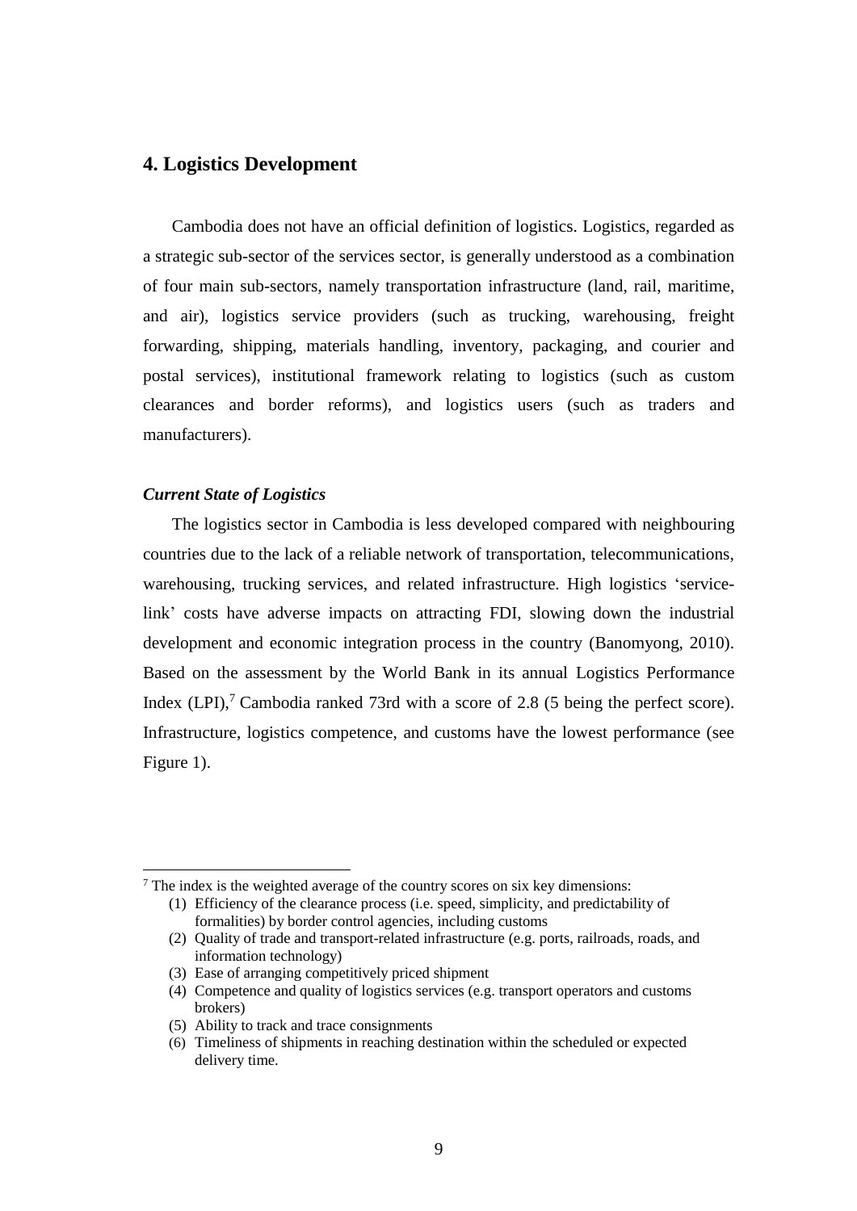## 4. Logistics Development

Cambodia does not have an official definition of logistics. Logistics, regarded as a strategic sub-sector of the services sector, is generally understood as a combination of four main sub-sectors, namely transportation infrastructure (land, rail, maritime, and air), logistics service providers (such as trucking, warehousing, freight forwarding, shipping, materials handling, inventory, packaging, and courier and postal services), institutional framework relating to logistics (such as custom clearances and border reforms), and logistics users (such as traders and manufacturers).

### *Current State of Logistics*

The logistics sector in Cambodia is less developed compared with neighbouring countries due to the lack of a reliable network of transportation, telecommunications, warehousing, trucking services, and related infrastructure. High logistics 'service-link' costs have adverse impacts on attracting FDI, slowing down the industrial development and economic integration process in the country (Banomyong, 2010). Based on the assessment by the World Bank in its annual Logistics Performance Index (LPI),[7] Cambodia ranked 73rd with a score of 2.8 (5 being the perfect score). Infrastructure, logistics competence, and customs have the lowest performance (see Figure 1).

---

[7] The index is the weighted average of the country scores on six key dimensions:

1. Efficiency of the clearance process (i.e. speed, simplicity, and predictability of formalities) by border control agencies, including customs
2. Quality of trade and transport-related infrastructure (e.g. ports, railroads, roads, and information technology)
3. Ease of arranging competitively priced shipment
4. Competence and quality of logistics services (e.g. transport operators and customs brokers)
5. Ability to track and trace consignments
6. Timeliness of shipments in reaching destination within the scheduled or expected delivery time.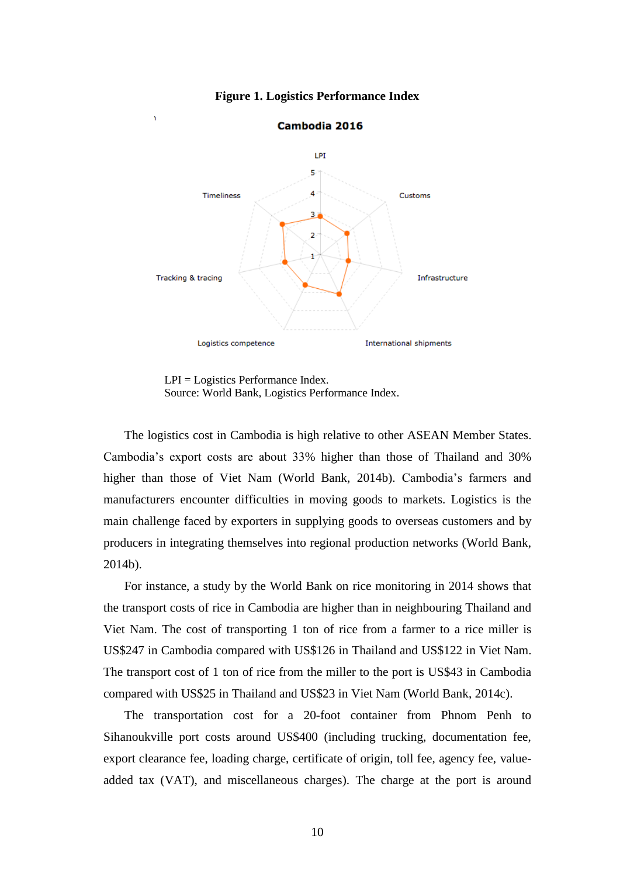**Figure 1. Logistics Performance Index**

Cambodia 2016

LPI

5

4

3

2

1

Customs

Infrastructure

International shipments

Logistics competence

Tracking & tracing

Timeliness

LPI = Logistics Performance Index.
Source: World Bank, Logistics Performance Index.

The logistics cost in Cambodia is high relative to other ASEAN Member States. Cambodia's export costs are about 33% higher than those of Thailand and 30% higher than those of Viet Nam (World Bank, 2014b). Cambodia's farmers and manufacturers encounter difficulties in moving goods to markets. Logistics is the main challenge faced by exporters in supplying goods to overseas customers and by producers in integrating themselves into regional production networks (World Bank, 2014b).

For instance, a study by the World Bank on rice monitoring in 2014 shows that the transport costs of rice in Cambodia are higher than in neighbouring Thailand and Viet Nam. The cost of transporting 1 ton of rice from a farmer to a rice miller is US$247 in Cambodia compared with US$126 in Thailand and US$122 in Viet Nam. The transport cost of 1 ton of rice from the miller to the port is US$43 in Cambodia compared with US$25 in Thailand and US$23 in Viet Nam (World Bank, 2014c).

The transportation cost for a 20-foot container from Phnom Penh to Sihanoukville port costs around US$400 (including trucking, documentation fee, export clearance fee, loading charge, certificate of origin, toll fee, agency fee, value-added tax (VAT), and miscellaneous charges). The charge at the port is around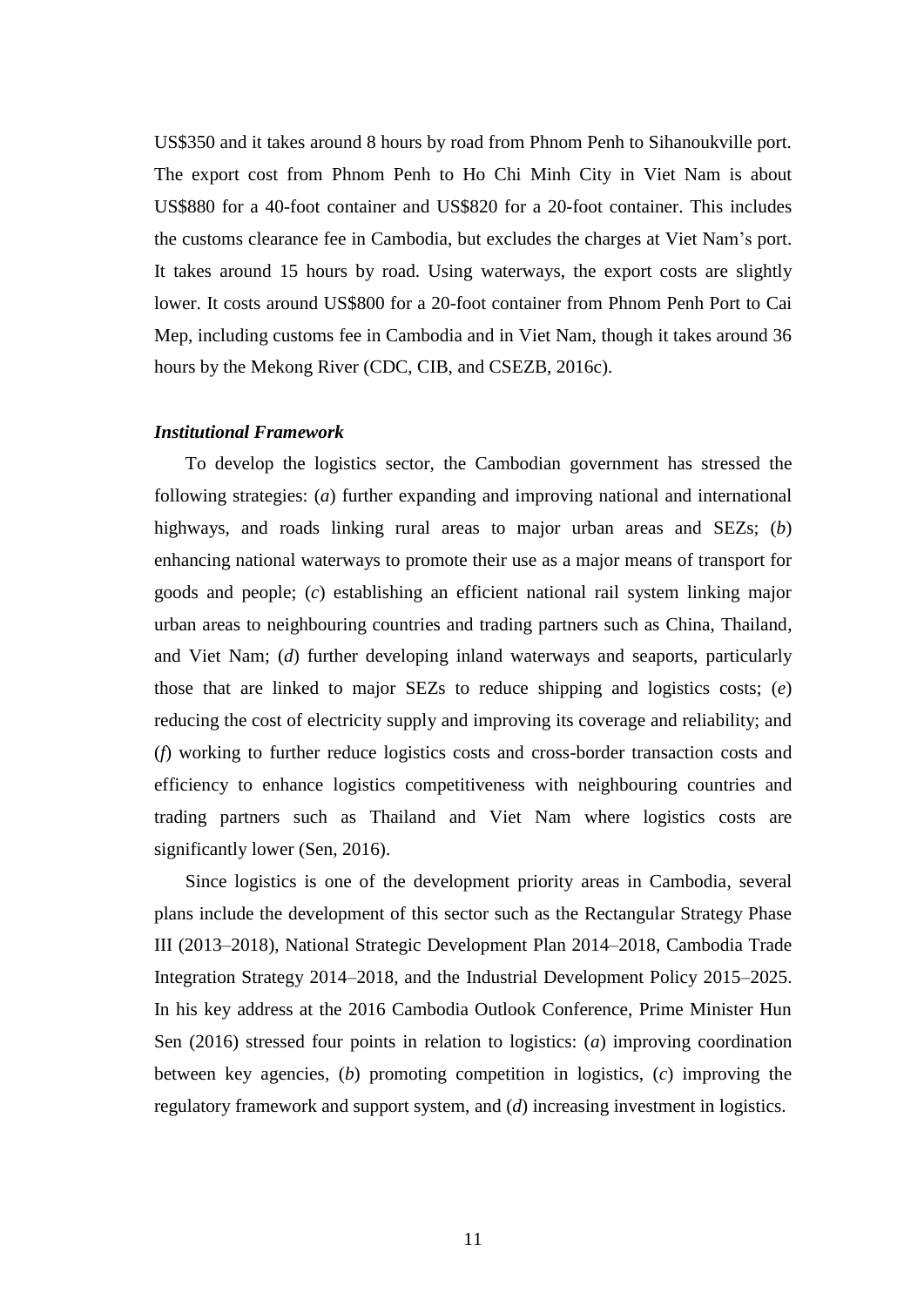US$350 and it takes around 8 hours by road from Phnom Penh to Sihanoukville port. The export cost from Phnom Penh to Ho Chi Minh City in Viet Nam is about US$880 for a 40-foot container and US$820 for a 20-foot container. This includes the customs clearance fee in Cambodia, but excludes the charges at Viet Nam's port. It takes around 15 hours by road. Using waterways, the export costs are slightly lower. It costs around US$800 for a 20-foot container from Phnom Penh Port to Cai Mep, including customs fee in Cambodia and in Viet Nam, though it takes around 36 hours by the Mekong River (CDC, CIB, and CSEZB, 2016c).

***Institutional Framework***

To develop the logistics sector, the Cambodian government has stressed the following strategies: (*a*) further expanding and improving national and international highways, and roads linking rural areas to major urban areas and SEZs; (*b*) enhancing national waterways to promote their use as a major means of transport for goods and people; (*c*) establishing an efficient national rail system linking major urban areas to neighbouring countries and trading partners such as China, Thailand, and Viet Nam; (*d*) further developing inland waterways and seaports, particularly those that are linked to major SEZs to reduce shipping and logistics costs; (*e*) reducing the cost of electricity supply and improving its coverage and reliability; and (*f*) working to further reduce logistics costs and cross-border transaction costs and efficiency to enhance logistics competitiveness with neighbouring countries and trading partners such as Thailand and Viet Nam where logistics costs are significantly lower (Sen, 2016).

Since logistics is one of the development priority areas in Cambodia, several plans include the development of this sector such as the Rectangular Strategy Phase III (2013–2018), National Strategic Development Plan 2014–2018, Cambodia Trade Integration Strategy 2014–2018, and the Industrial Development Policy 2015–2025. In his key address at the 2016 Cambodia Outlook Conference, Prime Minister Hun Sen (2016) stressed four points in relation to logistics: (*a*) improving coordination between key agencies, (*b*) promoting competition in logistics, (*c*) improving the regulatory framework and support system, and (*d*) increasing investment in logistics.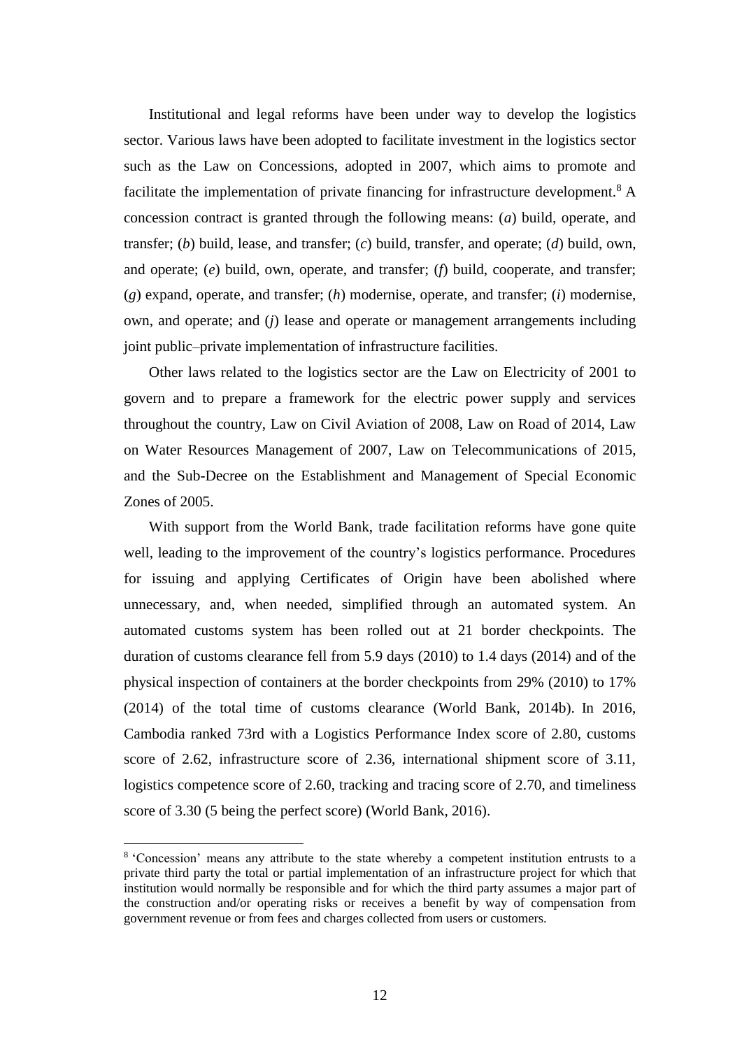Institutional and legal reforms have been under way to develop the logistics sector. Various laws have been adopted to facilitate investment in the logistics sector such as the Law on Concessions, adopted in 2007, which aims to promote and facilitate the implementation of private financing for infrastructure development.[8] A concession contract is granted through the following means: (*a*) build, operate, and transfer; (*b*) build, lease, and transfer; (*c*) build, transfer, and operate; (*d*) build, own, and operate; (*e*) build, own, operate, and transfer; (*f*) build, cooperate, and transfer; (*g*) expand, operate, and transfer; (*h*) modernise, operate, and transfer; (*i*) modernise, own, and operate; and (*j*) lease and operate or management arrangements including joint public–private implementation of infrastructure facilities.

Other laws related to the logistics sector are the Law on Electricity of 2001 to govern and to prepare a framework for the electric power supply and services throughout the country, Law on Civil Aviation of 2008, Law on Road of 2014, Law on Water Resources Management of 2007, Law on Telecommunications of 2015, and the Sub-Decree on the Establishment and Management of Special Economic Zones of 2005.

With support from the World Bank, trade facilitation reforms have gone quite well, leading to the improvement of the country's logistics performance. Procedures for issuing and applying Certificates of Origin have been abolished where unnecessary, and, when needed, simplified through an automated system. An automated customs system has been rolled out at 21 border checkpoints. The duration of customs clearance fell from 5.9 days (2010) to 1.4 days (2014) and of the physical inspection of containers at the border checkpoints from 29% (2010) to 17% (2014) of the total time of customs clearance (World Bank, 2014b). In 2016, Cambodia ranked 73rd with a Logistics Performance Index score of 2.80, customs score of 2.62, infrastructure score of 2.36, international shipment score of 3.11, logistics competence score of 2.60, tracking and tracing score of 2.70, and timeliness score of 3.30 (5 being the perfect score) (World Bank, 2016).

---

[8] 'Concession' means any attribute to the state whereby a competent institution entrusts to a private third party the total or partial implementation of an infrastructure project for which that institution would normally be responsible and for which the third party assumes a major part of the construction and/or operating risks or receives a benefit by way of compensation from government revenue or from fees and charges collected from users or customers.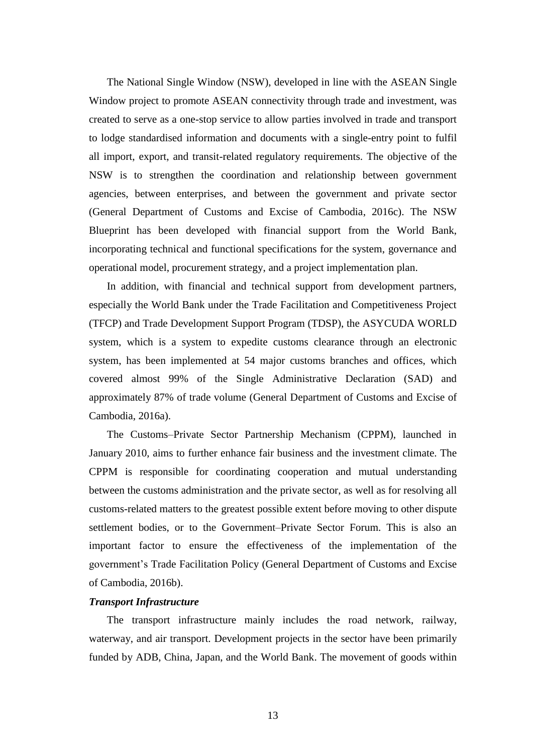The National Single Window (NSW), developed in line with the ASEAN Single Window project to promote ASEAN connectivity through trade and investment, was created to serve as a one-stop service to allow parties involved in trade and transport to lodge standardised information and documents with a single-entry point to fulfil all import, export, and transit-related regulatory requirements. The objective of the NSW is to strengthen the coordination and relationship between government agencies, between enterprises, and between the government and private sector (General Department of Customs and Excise of Cambodia, 2016c). The NSW Blueprint has been developed with financial support from the World Bank, incorporating technical and functional specifications for the system, governance and operational model, procurement strategy, and a project implementation plan.

In addition, with financial and technical support from development partners, especially the World Bank under the Trade Facilitation and Competitiveness Project (TFCP) and Trade Development Support Program (TDSP), the ASYCUDA WORLD system, which is a system to expedite customs clearance through an electronic system, has been implemented at 54 major customs branches and offices, which covered almost 99% of the Single Administrative Declaration (SAD) and approximately 87% of trade volume (General Department of Customs and Excise of Cambodia, 2016a).

The Customs–Private Sector Partnership Mechanism (CPPM), launched in January 2010, aims to further enhance fair business and the investment climate. The CPPM is responsible for coordinating cooperation and mutual understanding between the customs administration and the private sector, as well as for resolving all customs-related matters to the greatest possible extent before moving to other dispute settlement bodies, or to the Government–Private Sector Forum. This is also an important factor to ensure the effectiveness of the implementation of the government's Trade Facilitation Policy (General Department of Customs and Excise of Cambodia, 2016b).

***Transport Infrastructure***

The transport infrastructure mainly includes the road network, railway, waterway, and air transport. Development projects in the sector have been primarily funded by ADB, China, Japan, and the World Bank. The movement of goods within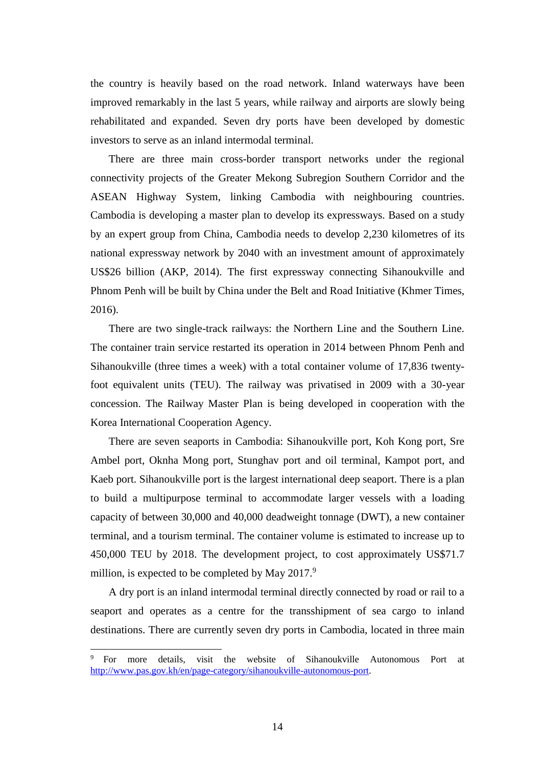the country is heavily based on the road network. Inland waterways have been improved remarkably in the last 5 years, while railway and airports are slowly being rehabilitated and expanded. Seven dry ports have been developed by domestic investors to serve as an inland intermodal terminal.

There are three main cross-border transport networks under the regional connectivity projects of the Greater Mekong Subregion Southern Corridor and the ASEAN Highway System, linking Cambodia with neighbouring countries. Cambodia is developing a master plan to develop its expressways. Based on a study by an expert group from China, Cambodia needs to develop 2,230 kilometres of its national expressway network by 2040 with an investment amount of approximately US$26 billion (AKP, 2014). The first expressway connecting Sihanoukville and Phnom Penh will be built by China under the Belt and Road Initiative (Khmer Times, 2016).

There are two single-track railways: the Northern Line and the Southern Line. The container train service restarted its operation in 2014 between Phnom Penh and Sihanoukville (three times a week) with a total container volume of 17,836 twenty-foot equivalent units (TEU). The railway was privatised in 2009 with a 30-year concession. The Railway Master Plan is being developed in cooperation with the Korea International Cooperation Agency.

There are seven seaports in Cambodia: Sihanoukville port, Koh Kong port, Sre Ambel port, Oknha Mong port, Stunghav port and oil terminal, Kampot port, and Kaeb port. Sihanoukville port is the largest international deep seaport. There is a plan to build a multipurpose terminal to accommodate larger vessels with a loading capacity of between 30,000 and 40,000 deadweight tonnage (DWT), a new container terminal, and a tourism terminal. The container volume is estimated to increase up to 450,000 TEU by 2018. The development project, to cost approximately US$71.7 million, is expected to be completed by May 2017.[9]

A dry port is an inland intermodal terminal directly connected by road or rail to a seaport and operates as a centre for the transshipment of sea cargo to inland destinations. There are currently seven dry ports in Cambodia, located in three main

---

[9] For more details, visit the website of Sihanoukville Autonomous Port at http://www.pas.gov.kh/en/page-category/sihanoukville-autonomous-port.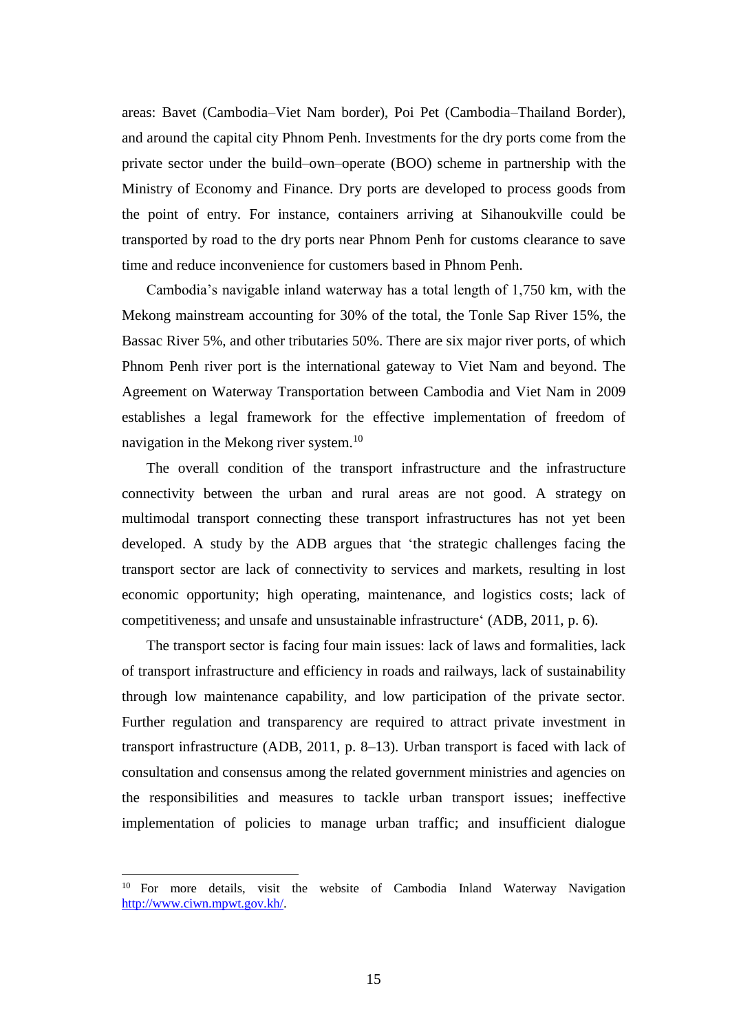areas: Bavet (Cambodia–Viet Nam border), Poi Pet (Cambodia–Thailand Border), and around the capital city Phnom Penh. Investments for the dry ports come from the private sector under the build–own–operate (BOO) scheme in partnership with the Ministry of Economy and Finance. Dry ports are developed to process goods from the point of entry. For instance, containers arriving at Sihanoukville could be transported by road to the dry ports near Phnom Penh for customs clearance to save time and reduce inconvenience for customers based in Phnom Penh.

Cambodia's navigable inland waterway has a total length of 1,750 km, with the Mekong mainstream accounting for 30% of the total, the Tonle Sap River 15%, the Bassac River 5%, and other tributaries 50%. There are six major river ports, of which Phnom Penh river port is the international gateway to Viet Nam and beyond. The Agreement on Waterway Transportation between Cambodia and Viet Nam in 2009 establishes a legal framework for the effective implementation of freedom of navigation in the Mekong river system.[10]

The overall condition of the transport infrastructure and the infrastructure connectivity between the urban and rural areas are not good. A strategy on multimodal transport connecting these transport infrastructures has not yet been developed. A study by the ADB argues that 'the strategic challenges facing the transport sector are lack of connectivity to services and markets, resulting in lost economic opportunity; high operating, maintenance, and logistics costs; lack of competitiveness; and unsafe and unsustainable infrastructure' (ADB, 2011, p. 6).

The transport sector is facing four main issues: lack of laws and formalities, lack of transport infrastructure and efficiency in roads and railways, lack of sustainability through low maintenance capability, and low participation of the private sector. Further regulation and transparency are required to attract private investment in transport infrastructure (ADB, 2011, p. 8–13). Urban transport is faced with lack of consultation and consensus among the related government ministries and agencies on the responsibilities and measures to tackle urban transport issues; ineffective implementation of policies to manage urban traffic; and insufficient dialogue

[10] For more details, visit the website of Cambodia Inland Waterway Navigation http://www.ciwn.mpwt.gov.kh/.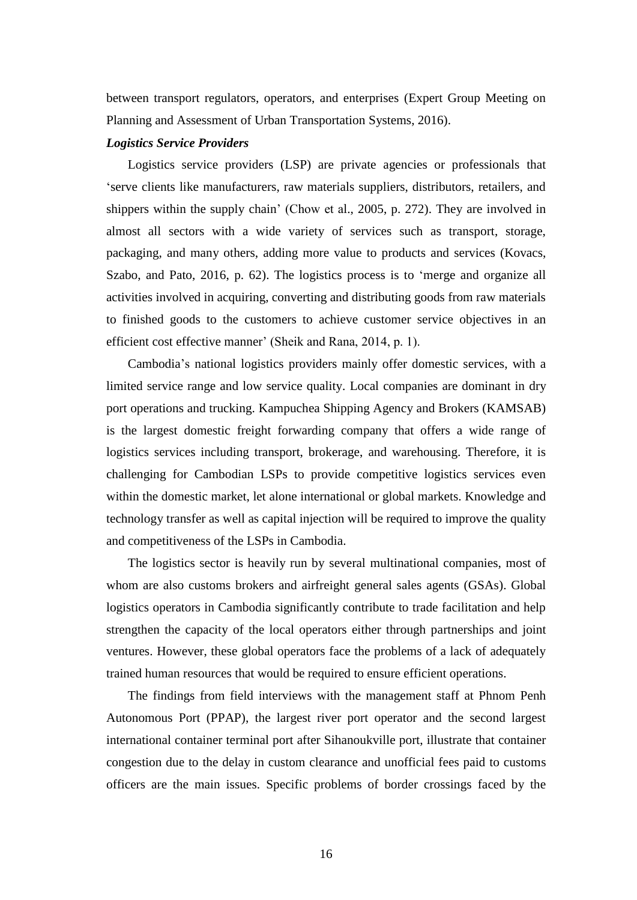between transport regulators, operators, and enterprises (Expert Group Meeting on Planning and Assessment of Urban Transportation Systems, 2016).

***Logistics Service Providers***

Logistics service providers (LSP) are private agencies or professionals that 'serve clients like manufacturers, raw materials suppliers, distributors, retailers, and shippers within the supply chain' (Chow et al., 2005, p. 272). They are involved in almost all sectors with a wide variety of services such as transport, storage, packaging, and many others, adding more value to products and services (Kovacs, Szabo, and Pato, 2016, p. 62). The logistics process is to 'merge and organize all activities involved in acquiring, converting and distributing goods from raw materials to finished goods to the customers to achieve customer service objectives in an efficient cost effective manner' (Sheik and Rana, 2014, p. 1).

Cambodia's national logistics providers mainly offer domestic services, with a limited service range and low service quality. Local companies are dominant in dry port operations and trucking. Kampuchea Shipping Agency and Brokers (KAMSAB) is the largest domestic freight forwarding company that offers a wide range of logistics services including transport, brokerage, and warehousing. Therefore, it is challenging for Cambodian LSPs to provide competitive logistics services even within the domestic market, let alone international or global markets. Knowledge and technology transfer as well as capital injection will be required to improve the quality and competitiveness of the LSPs in Cambodia.

The logistics sector is heavily run by several multinational companies, most of whom are also customs brokers and airfreight general sales agents (GSAs). Global logistics operators in Cambodia significantly contribute to trade facilitation and help strengthen the capacity of the local operators either through partnerships and joint ventures. However, these global operators face the problems of a lack of adequately trained human resources that would be required to ensure efficient operations.

The findings from field interviews with the management staff at Phnom Penh Autonomous Port (PPAP), the largest river port operator and the second largest international container terminal port after Sihanoukville port, illustrate that container congestion due to the delay in custom clearance and unofficial fees paid to customs officers are the main issues. Specific problems of border crossings faced by the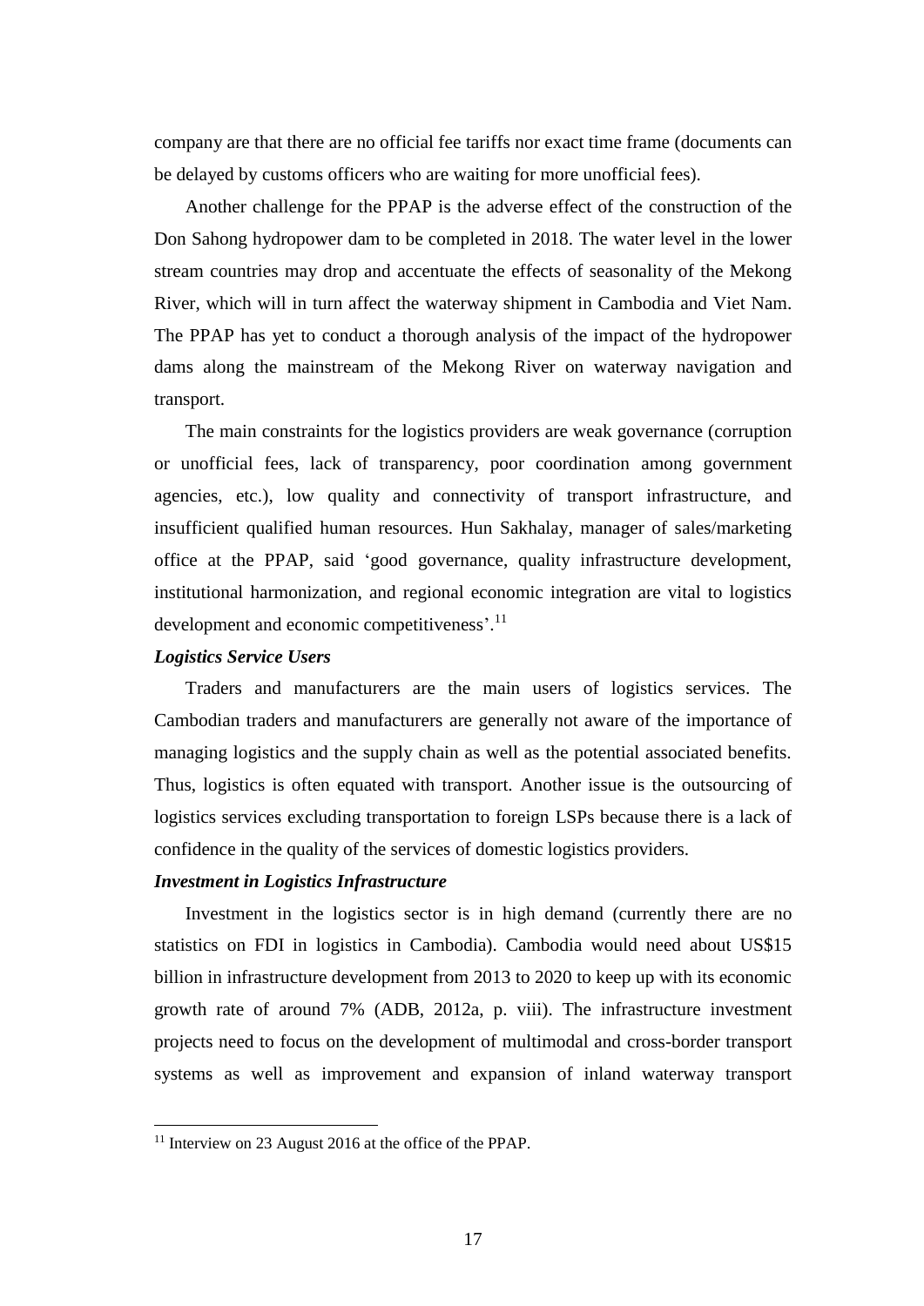company are that there are no official fee tariffs nor exact time frame (documents can be delayed by customs officers who are waiting for more unofficial fees).

Another challenge for the PPAP is the adverse effect of the construction of the Don Sahong hydropower dam to be completed in 2018. The water level in the lower stream countries may drop and accentuate the effects of seasonality of the Mekong River, which will in turn affect the waterway shipment in Cambodia and Viet Nam. The PPAP has yet to conduct a thorough analysis of the impact of the hydropower dams along the mainstream of the Mekong River on waterway navigation and transport.

The main constraints for the logistics providers are weak governance (corruption or unofficial fees, lack of transparency, poor coordination among government agencies, etc.), low quality and connectivity of transport infrastructure, and insufficient qualified human resources. Hun Sakhalay, manager of sales/marketing office at the PPAP, said 'good governance, quality infrastructure development, institutional harmonization, and regional economic integration are vital to logistics development and economic competitiveness'.[11]

***Logistics Service Users***

Traders and manufacturers are the main users of logistics services. The Cambodian traders and manufacturers are generally not aware of the importance of managing logistics and the supply chain as well as the potential associated benefits. Thus, logistics is often equated with transport. Another issue is the outsourcing of logistics services excluding transportation to foreign LSPs because there is a lack of confidence in the quality of the services of domestic logistics providers.

***Investment in Logistics Infrastructure***

Investment in the logistics sector is in high demand (currently there are no statistics on FDI in logistics in Cambodia). Cambodia would need about US$15 billion in infrastructure development from 2013 to 2020 to keep up with its economic growth rate of around 7% (ADB, 2012a, p. viii). The infrastructure investment projects need to focus on the development of multimodal and cross-border transport systems as well as improvement and expansion of inland waterway transport

[11] Interview on 23 August 2016 at the office of the PPAP.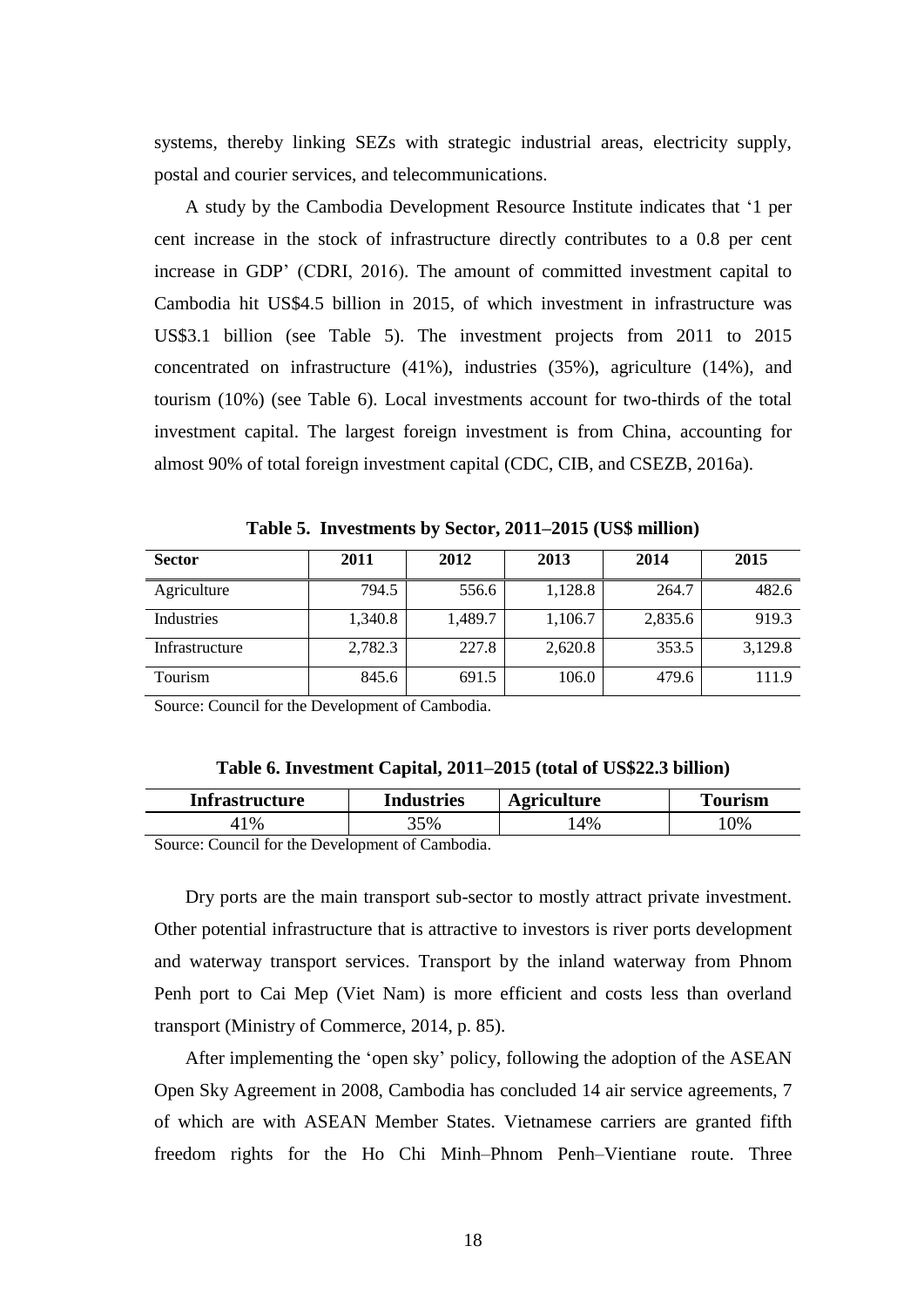systems, thereby linking SEZs with strategic industrial areas, electricity supply, postal and courier services, and telecommunications.

A study by the Cambodia Development Resource Institute indicates that '1 per cent increase in the stock of infrastructure directly contributes to a 0.8 per cent increase in GDP' (CDRI, 2016). The amount of committed investment capital to Cambodia hit US$4.5 billion in 2015, of which investment in infrastructure was US$3.1 billion (see Table 5). The investment projects from 2011 to 2015 concentrated on infrastructure (41%), industries (35%), agriculture (14%), and tourism (10%) (see Table 6). Local investments account for two-thirds of the total investment capital. The largest foreign investment is from China, accounting for almost 90% of total foreign investment capital (CDC, CIB, and CSEZB, 2016a).

**Table 5. Investments by Sector, 2011–2015 (US$ million)**

| Sector | 2011 | 2012 | 2013 | 2014 | 2015 |
|---|---|---|---|---|---|
| Agriculture | 794.5 | 556.6 | 1,128.8 | 264.7 | 482.6 |
| Industries | 1,340.8 | 1,489.7 | 1,106.7 | 2,835.6 | 919.3 |
| Infrastructure | 2,782.3 | 227.8 | 2,620.8 | 353.5 | 3,129.8 |
| Tourism | 845.6 | 691.5 | 106.0 | 479.6 | 111.9 |

Source: Council for the Development of Cambodia.

**Table 6. Investment Capital, 2011–2015 (total of US$22.3 billion)**

| Infrastructure | Industries | Agriculture | Tourism |
|---|---|---|---|
| 41% | 35% | 14% | 10% |

Source: Council for the Development of Cambodia.

Dry ports are the main transport sub-sector to mostly attract private investment. Other potential infrastructure that is attractive to investors is river ports development and waterway transport services. Transport by the inland waterway from Phnom Penh port to Cai Mep (Viet Nam) is more efficient and costs less than overland transport (Ministry of Commerce, 2014, p. 85).

After implementing the 'open sky' policy, following the adoption of the ASEAN Open Sky Agreement in 2008, Cambodia has concluded 14 air service agreements, 7 of which are with ASEAN Member States. Vietnamese carriers are granted fifth freedom rights for the Ho Chi Minh–Phnom Penh–Vientiane route. Three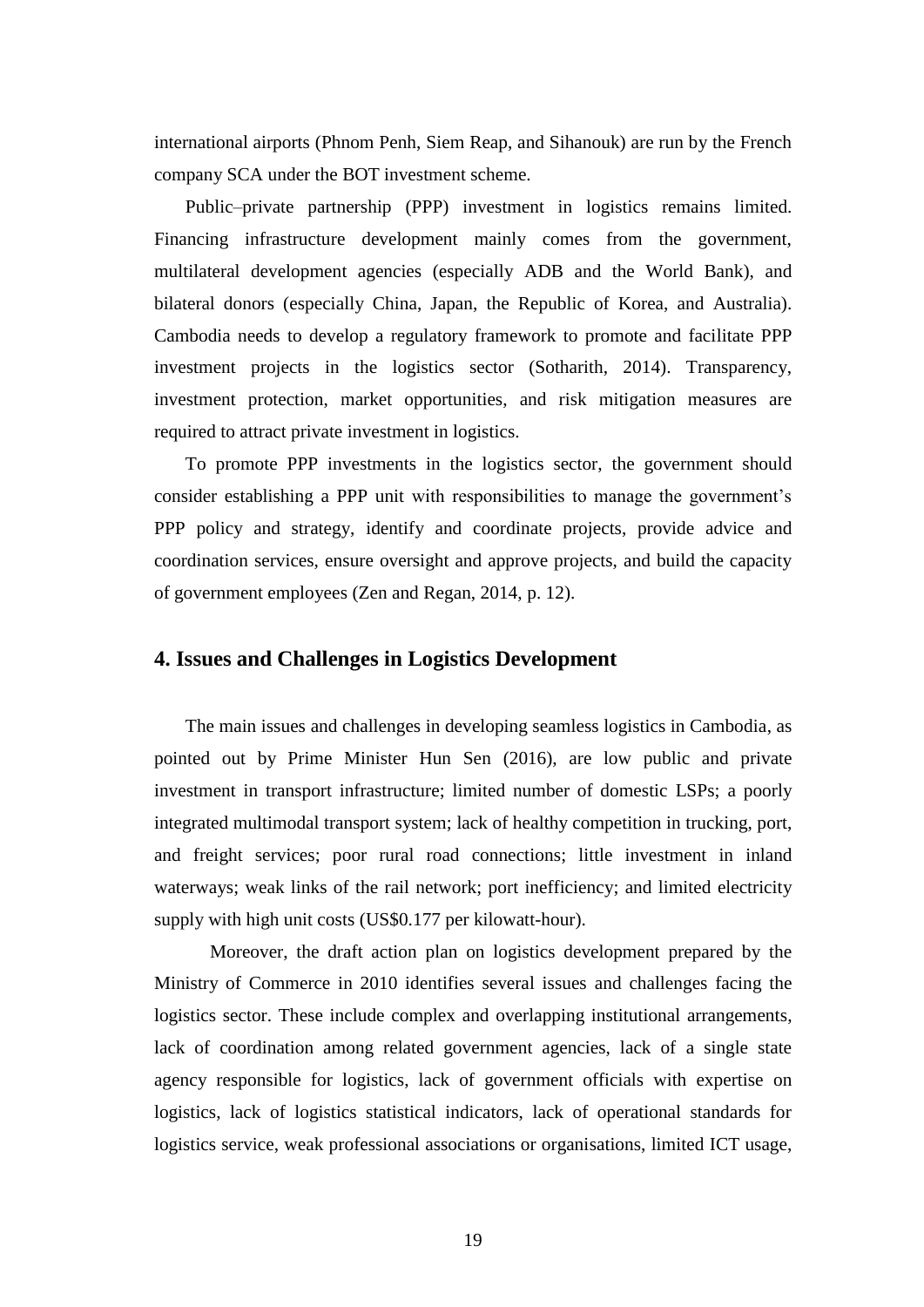international airports (Phnom Penh, Siem Reap, and Sihanouk) are run by the French company SCA under the BOT investment scheme.

Public–private partnership (PPP) investment in logistics remains limited. Financing infrastructure development mainly comes from the government, multilateral development agencies (especially ADB and the World Bank), and bilateral donors (especially China, Japan, the Republic of Korea, and Australia). Cambodia needs to develop a regulatory framework to promote and facilitate PPP investment projects in the logistics sector (Sotharith, 2014). Transparency, investment protection, market opportunities, and risk mitigation measures are required to attract private investment in logistics.

To promote PPP investments in the logistics sector, the government should consider establishing a PPP unit with responsibilities to manage the government's PPP policy and strategy, identify and coordinate projects, provide advice and coordination services, ensure oversight and approve projects, and build the capacity of government employees (Zen and Regan, 2014, p. 12).

## 4. Issues and Challenges in Logistics Development

The main issues and challenges in developing seamless logistics in Cambodia, as pointed out by Prime Minister Hun Sen (2016), are low public and private investment in transport infrastructure; limited number of domestic LSPs; a poorly integrated multimodal transport system; lack of healthy competition in trucking, port, and freight services; poor rural road connections; little investment in inland waterways; weak links of the rail network; port inefficiency; and limited electricity supply with high unit costs (US$0.177 per kilowatt-hour).

Moreover, the draft action plan on logistics development prepared by the Ministry of Commerce in 2010 identifies several issues and challenges facing the logistics sector. These include complex and overlapping institutional arrangements, lack of coordination among related government agencies, lack of a single state agency responsible for logistics, lack of government officials with expertise on logistics, lack of logistics statistical indicators, lack of operational standards for logistics service, weak professional associations or organisations, limited ICT usage,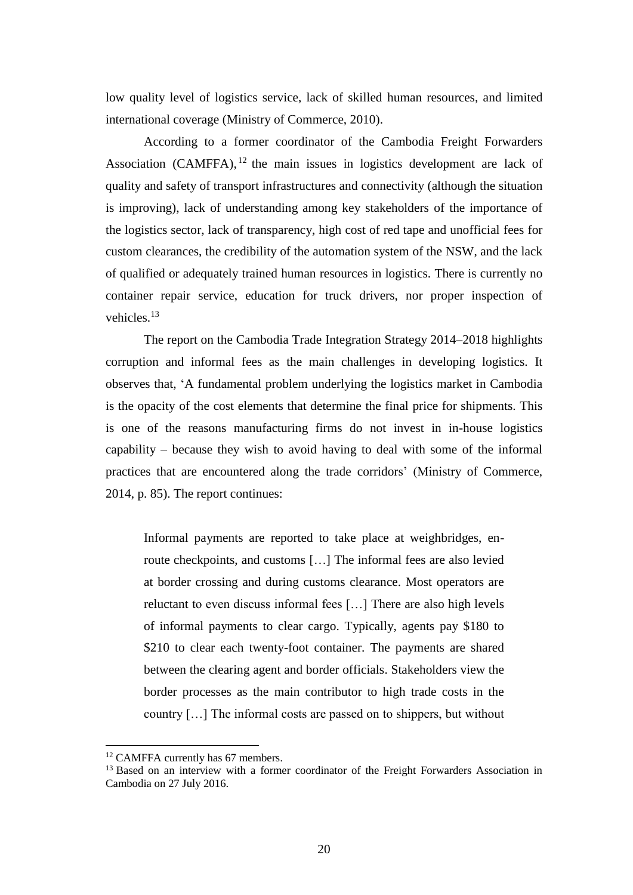low quality level of logistics service, lack of skilled human resources, and limited international coverage (Ministry of Commerce, 2010).

According to a former coordinator of the Cambodia Freight Forwarders Association (CAMFFA),[12] the main issues in logistics development are lack of quality and safety of transport infrastructures and connectivity (although the situation is improving), lack of understanding among key stakeholders of the importance of the logistics sector, lack of transparency, high cost of red tape and unofficial fees for custom clearances, the credibility of the automation system of the NSW, and the lack of qualified or adequately trained human resources in logistics. There is currently no container repair service, education for truck drivers, nor proper inspection of vehicles.[13]

The report on the Cambodia Trade Integration Strategy 2014–2018 highlights corruption and informal fees as the main challenges in developing logistics. It observes that, 'A fundamental problem underlying the logistics market in Cambodia is the opacity of the cost elements that determine the final price for shipments. This is one of the reasons manufacturing firms do not invest in in-house logistics capability – because they wish to avoid having to deal with some of the informal practices that are encountered along the trade corridors' (Ministry of Commerce, 2014, p. 85). The report continues:

> Informal payments are reported to take place at weighbridges, en-route checkpoints, and customs […] The informal fees are also levied at border crossing and during customs clearance. Most operators are reluctant to even discuss informal fees […] There are also high levels of informal payments to clear cargo. Typically, agents pay \$180 to \$210 to clear each twenty-foot container. The payments are shared between the clearing agent and border officials. Stakeholders view the border processes as the main contributor to high trade costs in the country […] The informal costs are passed on to shippers, but without

---

[12] CAMFFA currently has 67 members.

[13] Based on an interview with a former coordinator of the Freight Forwarders Association in Cambodia on 27 July 2016.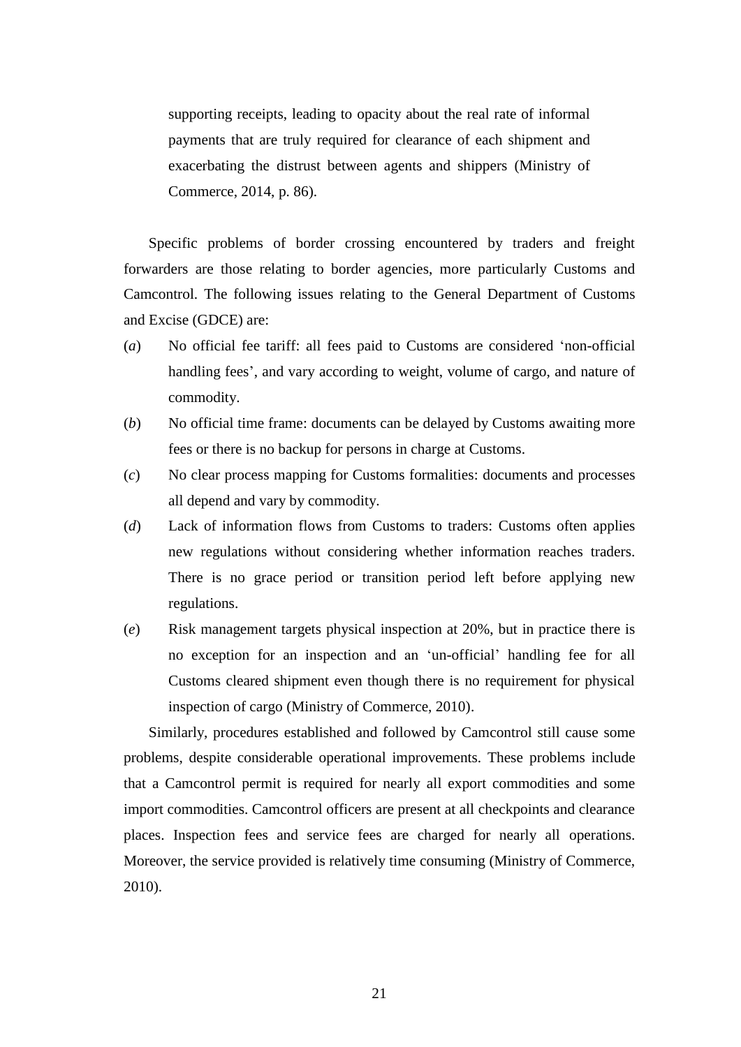> supporting receipts, leading to opacity about the real rate of informal payments that are truly required for clearance of each shipment and exacerbating the distrust between agents and shippers (Ministry of Commerce, 2014, p. 86).

Specific problems of border crossing encountered by traders and freight forwarders are those relating to border agencies, more particularly Customs and Camcontrol. The following issues relating to the General Department of Customs and Excise (GDCE) are:

(*a*) No official fee tariff: all fees paid to Customs are considered 'non-official handling fees', and vary according to weight, volume of cargo, and nature of commodity.

(*b*) No official time frame: documents can be delayed by Customs awaiting more fees or there is no backup for persons in charge at Customs.

(*c*) No clear process mapping for Customs formalities: documents and processes all depend and vary by commodity.

(*d*) Lack of information flows from Customs to traders: Customs often applies new regulations without considering whether information reaches traders. There is no grace period or transition period left before applying new regulations.

(*e*) Risk management targets physical inspection at 20%, but in practice there is no exception for an inspection and an 'un-official' handling fee for all Customs cleared shipment even though there is no requirement for physical inspection of cargo (Ministry of Commerce, 2010).

Similarly, procedures established and followed by Camcontrol still cause some problems, despite considerable operational improvements. These problems include that a Camcontrol permit is required for nearly all export commodities and some import commodities. Camcontrol officers are present at all checkpoints and clearance places. Inspection fees and service fees are charged for nearly all operations. Moreover, the service provided is relatively time consuming (Ministry of Commerce, 2010).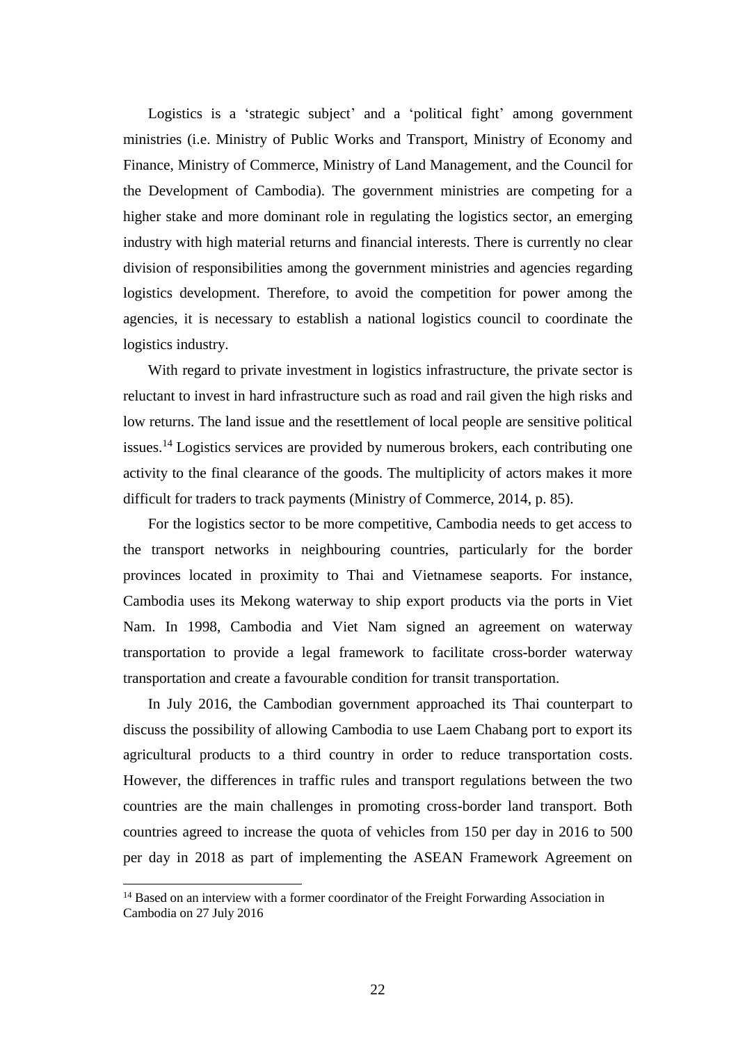Logistics is a 'strategic subject' and a 'political fight' among government ministries (i.e. Ministry of Public Works and Transport, Ministry of Economy and Finance, Ministry of Commerce, Ministry of Land Management, and the Council for the Development of Cambodia). The government ministries are competing for a higher stake and more dominant role in regulating the logistics sector, an emerging industry with high material returns and financial interests. There is currently no clear division of responsibilities among the government ministries and agencies regarding logistics development. Therefore, to avoid the competition for power among the agencies, it is necessary to establish a national logistics council to coordinate the logistics industry.

With regard to private investment in logistics infrastructure, the private sector is reluctant to invest in hard infrastructure such as road and rail given the high risks and low returns. The land issue and the resettlement of local people are sensitive political issues.[14] Logistics services are provided by numerous brokers, each contributing one activity to the final clearance of the goods. The multiplicity of actors makes it more difficult for traders to track payments (Ministry of Commerce, 2014, p. 85).

For the logistics sector to be more competitive, Cambodia needs to get access to the transport networks in neighbouring countries, particularly for the border provinces located in proximity to Thai and Vietnamese seaports. For instance, Cambodia uses its Mekong waterway to ship export products via the ports in Viet Nam. In 1998, Cambodia and Viet Nam signed an agreement on waterway transportation to provide a legal framework to facilitate cross-border waterway transportation and create a favourable condition for transit transportation.

In July 2016, the Cambodian government approached its Thai counterpart to discuss the possibility of allowing Cambodia to use Laem Chabang port to export its agricultural products to a third country in order to reduce transportation costs. However, the differences in traffic rules and transport regulations between the two countries are the main challenges in promoting cross-border land transport. Both countries agreed to increase the quota of vehicles from 150 per day in 2016 to 500 per day in 2018 as part of implementing the ASEAN Framework Agreement on

---

[14] Based on an interview with a former coordinator of the Freight Forwarding Association in Cambodia on 27 July 2016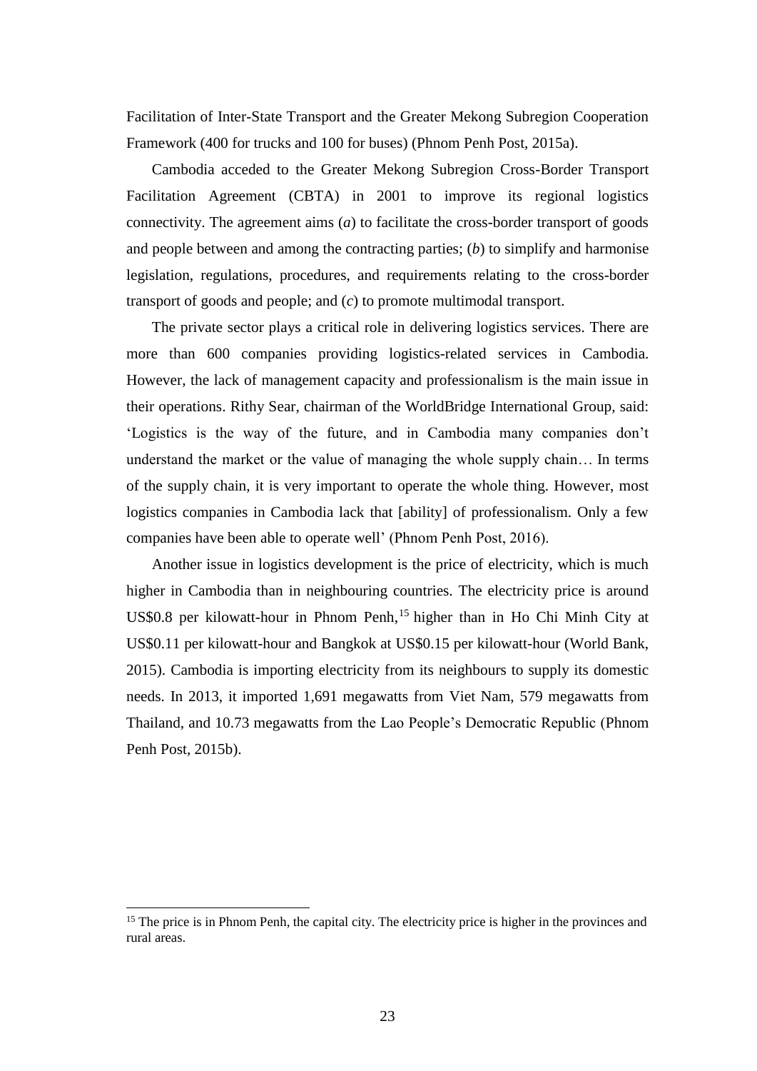Facilitation of Inter-State Transport and the Greater Mekong Subregion Cooperation Framework (400 for trucks and 100 for buses) (Phnom Penh Post, 2015a).

Cambodia acceded to the Greater Mekong Subregion Cross-Border Transport Facilitation Agreement (CBTA) in 2001 to improve its regional logistics connectivity. The agreement aims (*a*) to facilitate the cross-border transport of goods and people between and among the contracting parties; (*b*) to simplify and harmonise legislation, regulations, procedures, and requirements relating to the cross-border transport of goods and people; and (*c*) to promote multimodal transport.

The private sector plays a critical role in delivering logistics services. There are more than 600 companies providing logistics-related services in Cambodia. However, the lack of management capacity and professionalism is the main issue in their operations. Rithy Sear, chairman of the WorldBridge International Group, said: 'Logistics is the way of the future, and in Cambodia many companies don't understand the market or the value of managing the whole supply chain… In terms of the supply chain, it is very important to operate the whole thing. However, most logistics companies in Cambodia lack that [ability] of professionalism. Only a few companies have been able to operate well' (Phnom Penh Post, 2016).

Another issue in logistics development is the price of electricity, which is much higher in Cambodia than in neighbouring countries. The electricity price is around US$0.8 per kilowatt-hour in Phnom Penh,[15] higher than in Ho Chi Minh City at US$0.11 per kilowatt-hour and Bangkok at US$0.15 per kilowatt-hour (World Bank, 2015). Cambodia is importing electricity from its neighbours to supply its domestic needs. In 2013, it imported 1,691 megawatts from Viet Nam, 579 megawatts from Thailand, and 10.73 megawatts from the Lao People's Democratic Republic (Phnom Penh Post, 2015b).

[15] The price is in Phnom Penh, the capital city. The electricity price is higher in the provinces and rural areas.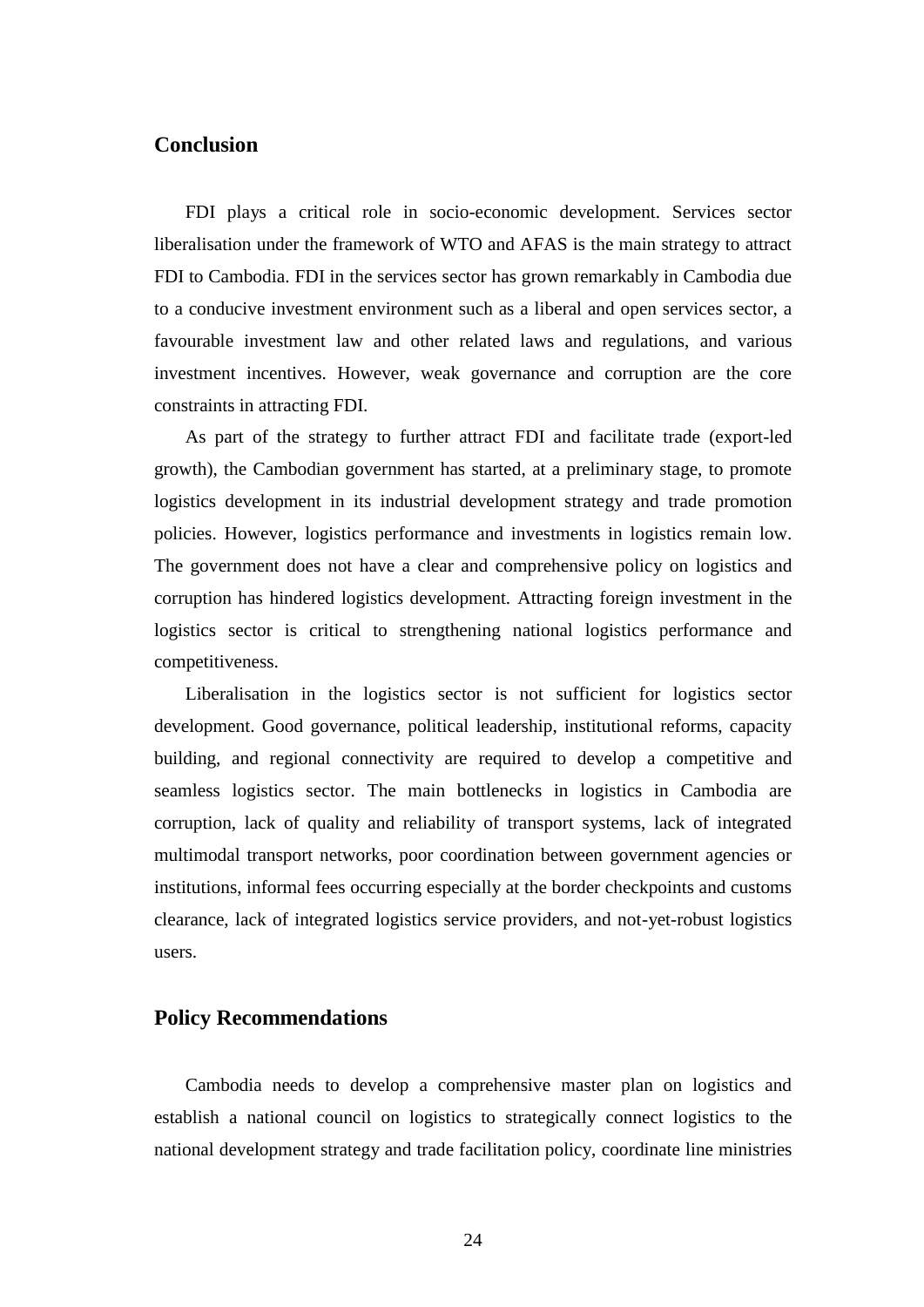## Conclusion

FDI plays a critical role in socio-economic development. Services sector liberalisation under the framework of WTO and AFAS is the main strategy to attract FDI to Cambodia. FDI in the services sector has grown remarkably in Cambodia due to a conducive investment environment such as a liberal and open services sector, a favourable investment law and other related laws and regulations, and various investment incentives. However, weak governance and corruption are the core constraints in attracting FDI.

As part of the strategy to further attract FDI and facilitate trade (export-led growth), the Cambodian government has started, at a preliminary stage, to promote logistics development in its industrial development strategy and trade promotion policies. However, logistics performance and investments in logistics remain low. The government does not have a clear and comprehensive policy on logistics and corruption has hindered logistics development. Attracting foreign investment in the logistics sector is critical to strengthening national logistics performance and competitiveness.

Liberalisation in the logistics sector is not sufficient for logistics sector development. Good governance, political leadership, institutional reforms, capacity building, and regional connectivity are required to develop a competitive and seamless logistics sector. The main bottlenecks in logistics in Cambodia are corruption, lack of quality and reliability of transport systems, lack of integrated multimodal transport networks, poor coordination between government agencies or institutions, informal fees occurring especially at the border checkpoints and customs clearance, lack of integrated logistics service providers, and not-yet-robust logistics users.

## Policy Recommendations

Cambodia needs to develop a comprehensive master plan on logistics and establish a national council on logistics to strategically connect logistics to the national development strategy and trade facilitation policy, coordinate line ministries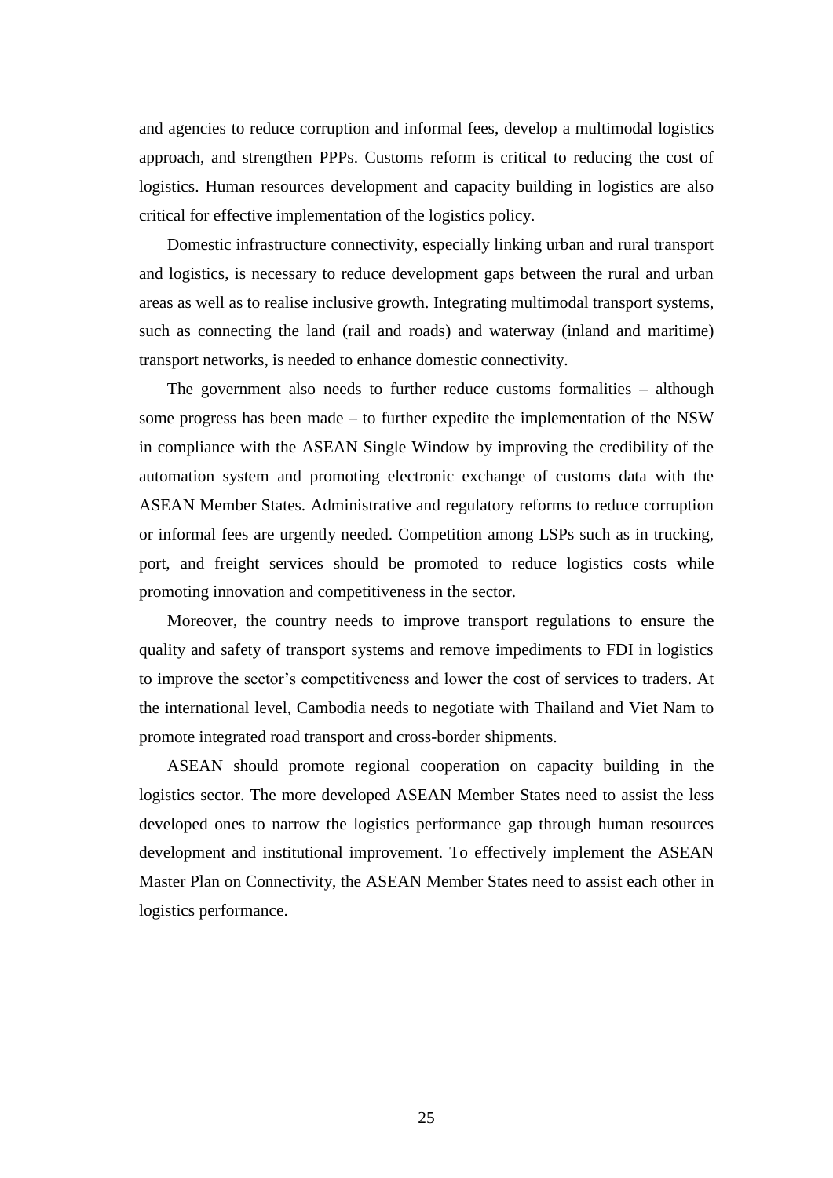and agencies to reduce corruption and informal fees, develop a multimodal logistics approach, and strengthen PPPs. Customs reform is critical to reducing the cost of logistics. Human resources development and capacity building in logistics are also critical for effective implementation of the logistics policy.

Domestic infrastructure connectivity, especially linking urban and rural transport and logistics, is necessary to reduce development gaps between the rural and urban areas as well as to realise inclusive growth. Integrating multimodal transport systems, such as connecting the land (rail and roads) and waterway (inland and maritime) transport networks, is needed to enhance domestic connectivity.

The government also needs to further reduce customs formalities – although some progress has been made – to further expedite the implementation of the NSW in compliance with the ASEAN Single Window by improving the credibility of the automation system and promoting electronic exchange of customs data with the ASEAN Member States. Administrative and regulatory reforms to reduce corruption or informal fees are urgently needed. Competition among LSPs such as in trucking, port, and freight services should be promoted to reduce logistics costs while promoting innovation and competitiveness in the sector.

Moreover, the country needs to improve transport regulations to ensure the quality and safety of transport systems and remove impediments to FDI in logistics to improve the sector's competitiveness and lower the cost of services to traders. At the international level, Cambodia needs to negotiate with Thailand and Viet Nam to promote integrated road transport and cross-border shipments.

ASEAN should promote regional cooperation on capacity building in the logistics sector. The more developed ASEAN Member States need to assist the less developed ones to narrow the logistics performance gap through human resources development and institutional improvement. To effectively implement the ASEAN Master Plan on Connectivity, the ASEAN Member States need to assist each other in logistics performance.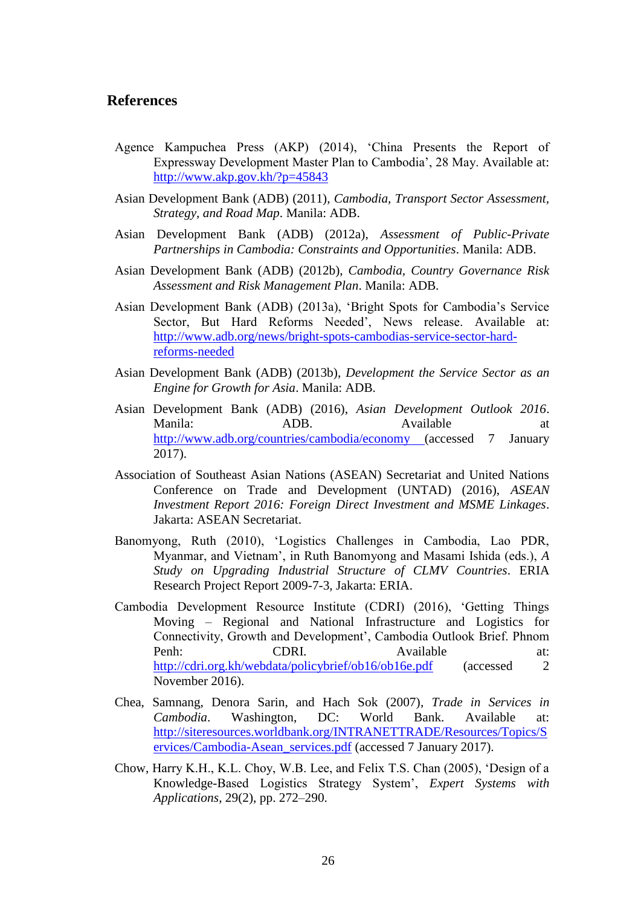## References

Agence Kampuchea Press (AKP) (2014), 'China Presents the Report of Expressway Development Master Plan to Cambodia', 28 May. Available at: http://www.akp.gov.kh/?p=45843

Asian Development Bank (ADB) (2011), *Cambodia, Transport Sector Assessment, Strategy, and Road Map*. Manila: ADB.

Asian Development Bank (ADB) (2012a), *Assessment of Public-Private Partnerships in Cambodia: Constraints and Opportunities*. Manila: ADB.

Asian Development Bank (ADB) (2012b), *Cambodia, Country Governance Risk Assessment and Risk Management Plan*. Manila: ADB.

Asian Development Bank (ADB) (2013a), 'Bright Spots for Cambodia's Service Sector, But Hard Reforms Needed', News release. Available at: http://www.adb.org/news/bright-spots-cambodias-service-sector-hard-reforms-needed

Asian Development Bank (ADB) (2013b), *Development the Service Sector as an Engine for Growth for Asia*. Manila: ADB.

Asian Development Bank (ADB) (2016), *Asian Development Outlook 2016*. Manila: ADB. Available at http://www.adb.org/countries/cambodia/economy (accessed 7 January 2017).

Association of Southeast Asian Nations (ASEAN) Secretariat and United Nations Conference on Trade and Development (UNTAD) (2016), *ASEAN Investment Report 2016: Foreign Direct Investment and MSME Linkages*. Jakarta: ASEAN Secretariat.

Banomyong, Ruth (2010), 'Logistics Challenges in Cambodia, Lao PDR, Myanmar, and Vietnam', in Ruth Banomyong and Masami Ishida (eds.), *A Study on Upgrading Industrial Structure of CLMV Countries*. ERIA Research Project Report 2009-7-3, Jakarta: ERIA.

Cambodia Development Resource Institute (CDRI) (2016), 'Getting Things Moving – Regional and National Infrastructure and Logistics for Connectivity, Growth and Development', Cambodia Outlook Brief. Phnom Penh: CDRI. Available at: http://cdri.org.kh/webdata/policybrief/ob16/ob16e.pdf (accessed 2 November 2016).

Chea, Samnang, Denora Sarin, and Hach Sok (2007), *Trade in Services in Cambodia*. Washington, DC: World Bank. Available at: http://siteresources.worldbank.org/INTRANETTRADE/Resources/Topics/Services/Cambodia-Asean_services.pdf (accessed 7 January 2017).

Chow, Harry K.H., K.L. Choy, W.B. Lee, and Felix T.S. Chan (2005), 'Design of a Knowledge-Based Logistics Strategy System', *Expert Systems with Applications*, 29(2), pp. 272–290.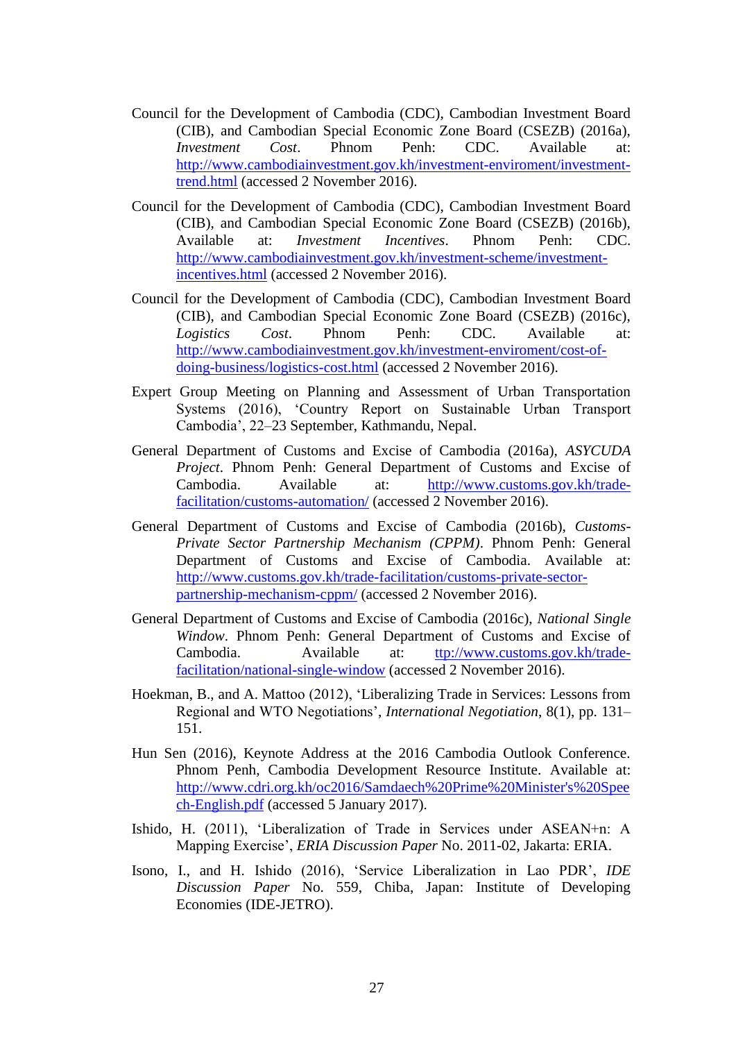Council for the Development of Cambodia (CDC), Cambodian Investment Board (CIB), and Cambodian Special Economic Zone Board (CSEZB) (2016a), *Investment Cost*. Phnom Penh: CDC. Available at: http://www.cambodiainvestment.gov.kh/investment-enviroment/investment-trend.html (accessed 2 November 2016).

Council for the Development of Cambodia (CDC), Cambodian Investment Board (CIB), and Cambodian Special Economic Zone Board (CSEZB) (2016b), Available at: *Investment Incentives*. Phnom Penh: CDC. http://www.cambodiainvestment.gov.kh/investment-scheme/investment-incentives.html (accessed 2 November 2016).

Council for the Development of Cambodia (CDC), Cambodian Investment Board (CIB), and Cambodian Special Economic Zone Board (CSEZB) (2016c), *Logistics Cost*. Phnom Penh: CDC. Available at: http://www.cambodiainvestment.gov.kh/investment-enviroment/cost-of-doing-business/logistics-cost.html (accessed 2 November 2016).

Expert Group Meeting on Planning and Assessment of Urban Transportation Systems (2016), 'Country Report on Sustainable Urban Transport Cambodia', 22–23 September, Kathmandu, Nepal.

General Department of Customs and Excise of Cambodia (2016a), *ASYCUDA Project*. Phnom Penh: General Department of Customs and Excise of Cambodia. Available at: http://www.customs.gov.kh/trade-facilitation/customs-automation/ (accessed 2 November 2016).

General Department of Customs and Excise of Cambodia (2016b), *Customs-Private Sector Partnership Mechanism (CPPM)*. Phnom Penh: General Department of Customs and Excise of Cambodia. Available at: http://www.customs.gov.kh/trade-facilitation/customs-private-sector-partnership-mechanism-cppm/ (accessed 2 November 2016).

General Department of Customs and Excise of Cambodia (2016c), *National Single Window*. Phnom Penh: General Department of Customs and Excise of Cambodia. Available at: ttp://www.customs.gov.kh/trade-facilitation/national-single-window (accessed 2 November 2016).

Hoekman, B., and A. Mattoo (2012), 'Liberalizing Trade in Services: Lessons from Regional and WTO Negotiations', *International Negotiation*, 8(1), pp. 131–151.

Hun Sen (2016), Keynote Address at the 2016 Cambodia Outlook Conference. Phnom Penh, Cambodia Development Resource Institute. Available at: http://www.cdri.org.kh/oc2016/Samdaech%20Prime%20Minister's%20Speech-English.pdf (accessed 5 January 2017).

Ishido, H. (2011), 'Liberalization of Trade in Services under ASEAN+n: A Mapping Exercise', *ERIA Discussion Paper* No. 2011-02, Jakarta: ERIA.

Isono, I., and H. Ishido (2016), 'Service Liberalization in Lao PDR', *IDE Discussion Paper* No. 559, Chiba, Japan: Institute of Developing Economies (IDE-JETRO).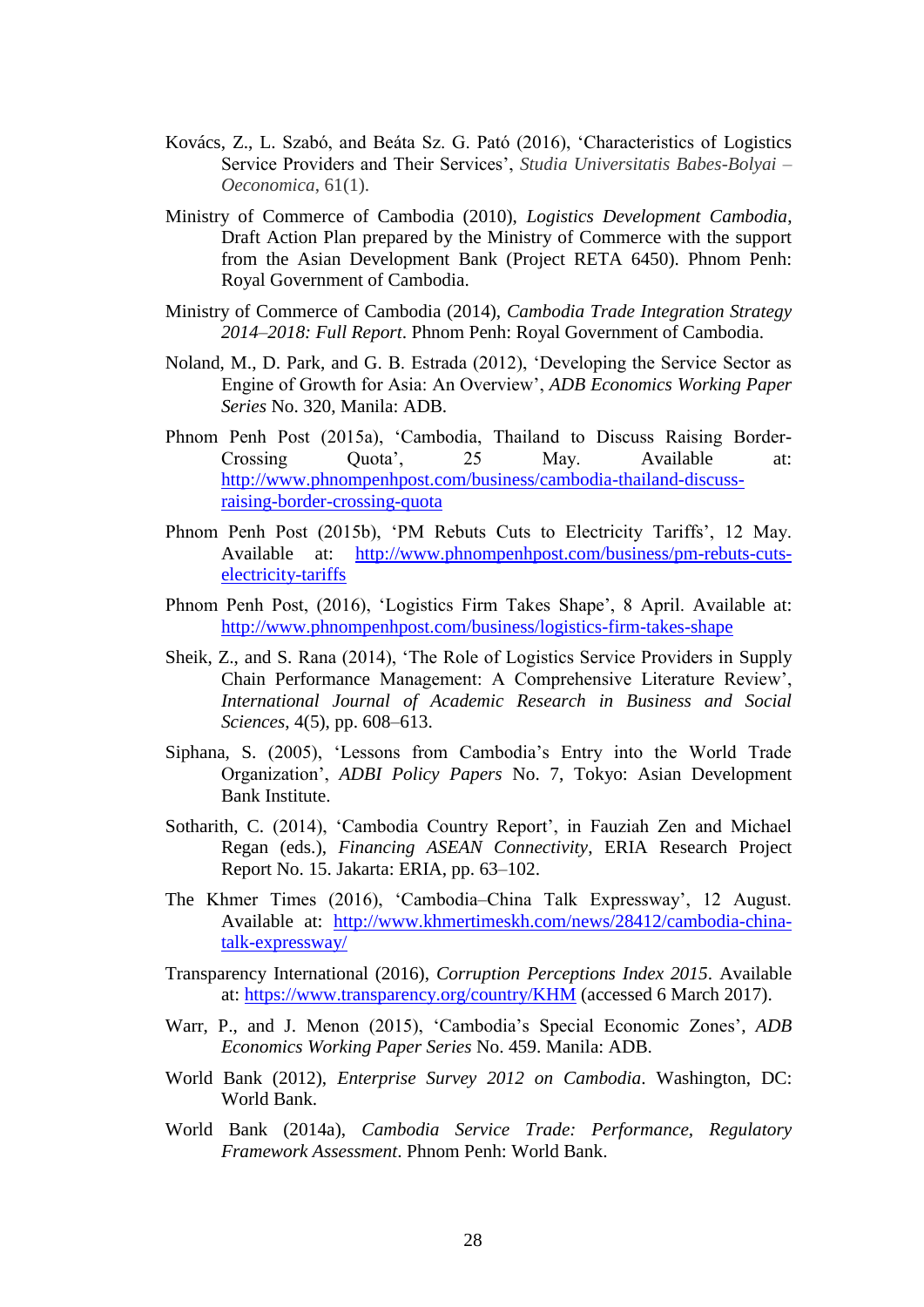Kovács, Z., L. Szabó, and Beáta Sz. G. Pató (2016), 'Characteristics of Logistics Service Providers and Their Services', *Studia Universitatis Babes-Bolyai – Oeconomica*, 61(1).

Ministry of Commerce of Cambodia (2010), *Logistics Development Cambodia*, Draft Action Plan prepared by the Ministry of Commerce with the support from the Asian Development Bank (Project RETA 6450). Phnom Penh: Royal Government of Cambodia.

Ministry of Commerce of Cambodia (2014), *Cambodia Trade Integration Strategy 2014–2018: Full Report*. Phnom Penh: Royal Government of Cambodia.

Noland, M., D. Park, and G. B. Estrada (2012), 'Developing the Service Sector as Engine of Growth for Asia: An Overview', *ADB Economics Working Paper Series* No. 320, Manila: ADB.

Phnom Penh Post (2015a), 'Cambodia, Thailand to Discuss Raising Border-Crossing Quota', 25 May. Available at: [http://www.phnompenhpost.com/business/cambodia-thailand-discuss-raising-border-crossing-quota](http://www.phnompenhpost.com/business/cambodia-thailand-discuss-raising-border-crossing-quota)

Phnom Penh Post (2015b), 'PM Rebuts Cuts to Electricity Tariffs', 12 May. Available at: [http://www.phnompenhpost.com/business/pm-rebuts-cuts-electricity-tariffs](http://www.phnompenhpost.com/business/pm-rebuts-cuts-electricity-tariffs)

Phnom Penh Post, (2016), 'Logistics Firm Takes Shape', 8 April. Available at: [http://www.phnompenhpost.com/business/logistics-firm-takes-shape](http://www.phnompenhpost.com/business/logistics-firm-takes-shape)

Sheik, Z., and S. Rana (2014), 'The Role of Logistics Service Providers in Supply Chain Performance Management: A Comprehensive Literature Review', *International Journal of Academic Research in Business and Social Sciences*, 4(5), pp. 608–613.

Siphana, S. (2005), 'Lessons from Cambodia's Entry into the World Trade Organization', *ADBI Policy Papers* No. 7, Tokyo: Asian Development Bank Institute.

Sotharith, C. (2014), 'Cambodia Country Report', in Fauziah Zen and Michael Regan (eds.), *Financing ASEAN Connectivity*, ERIA Research Project Report No. 15. Jakarta: ERIA, pp. 63–102.

The Khmer Times (2016), 'Cambodia–China Talk Expressway', 12 August. Available at: [http://www.khmertimeskh.com/news/28412/cambodia-china-talk-expressway/](http://www.khmertimeskh.com/news/28412/cambodia-china-talk-expressway/)

Transparency International (2016), *Corruption Perceptions Index 2015*. Available at: [https://www.transparency.org/country/KHM](https://www.transparency.org/country/KHM) (accessed 6 March 2017).

Warr, P., and J. Menon (2015), 'Cambodia's Special Economic Zones', *ADB Economics Working Paper Series* No. 459. Manila: ADB.

World Bank (2012), *Enterprise Survey 2012 on Cambodia*. Washington, DC: World Bank.

World Bank (2014a), *Cambodia Service Trade: Performance, Regulatory Framework Assessment*. Phnom Penh: World Bank.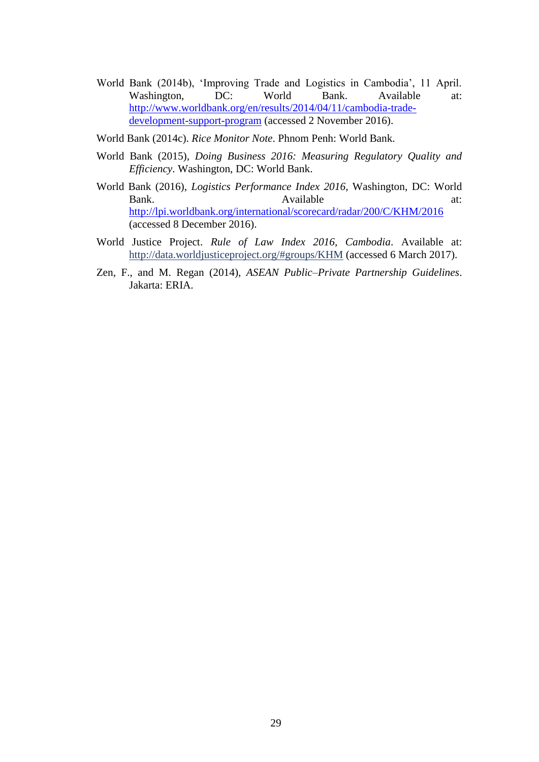World Bank (2014b), 'Improving Trade and Logistics in Cambodia', 11 April. Washington, DC: World Bank. Available at: http://www.worldbank.org/en/results/2014/04/11/cambodia-trade-development-support-program (accessed 2 November 2016).

World Bank (2014c). *Rice Monitor Note*. Phnom Penh: World Bank.

World Bank (2015), *Doing Business 2016: Measuring Regulatory Quality and Efficiency*. Washington, DC: World Bank.

World Bank (2016), *Logistics Performance Index 2016*, Washington, DC: World Bank. Available at: http://lpi.worldbank.org/international/scorecard/radar/200/C/KHM/2016 (accessed 8 December 2016).

World Justice Project. *Rule of Law Index 2016, Cambodia*. Available at: http://data.worldjusticeproject.org/#groups/KHM (accessed 6 March 2017).

Zen, F., and M. Regan (2014), *ASEAN Public–Private Partnership Guidelines*. Jakarta: ERIA.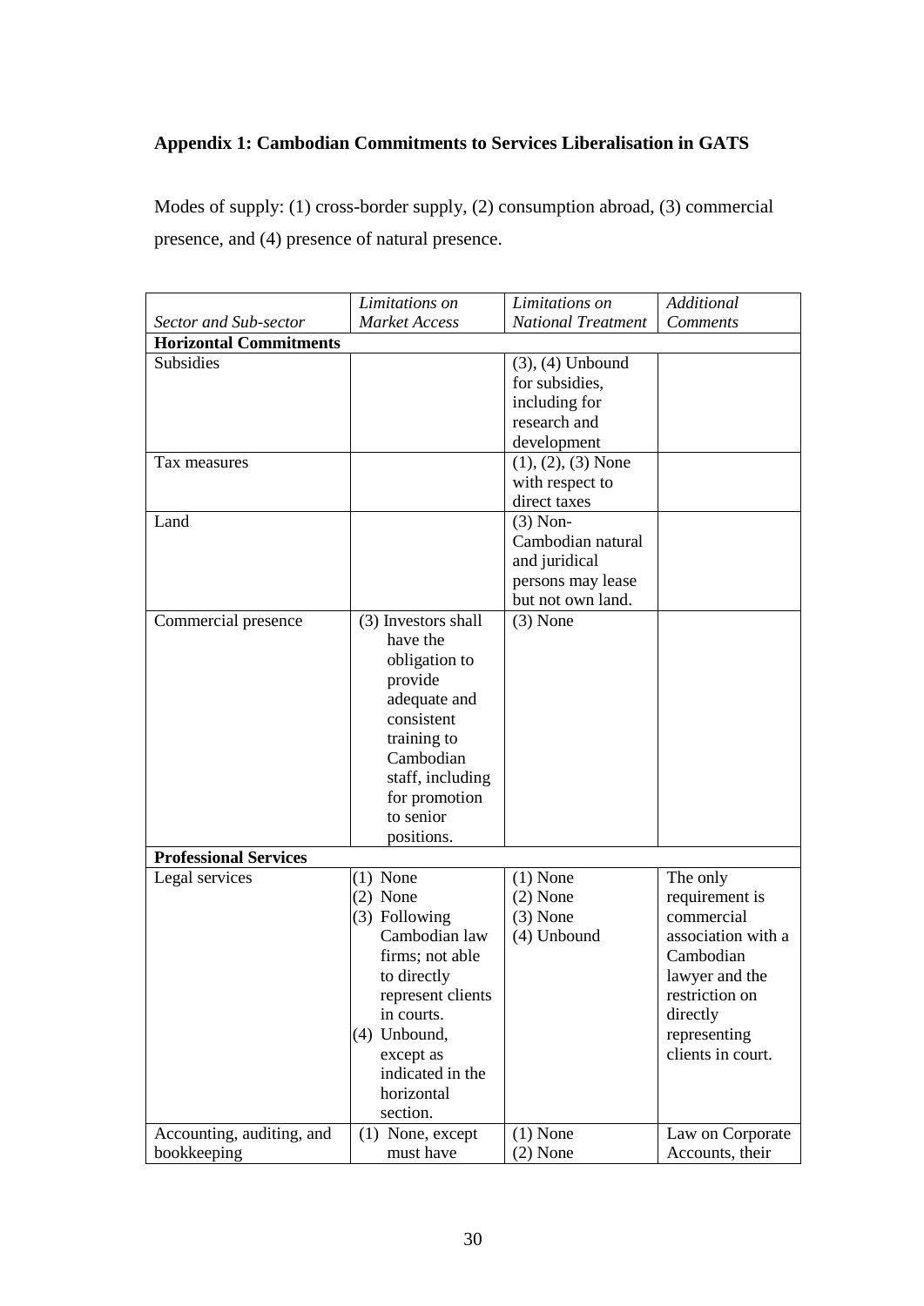**Appendix 1: Cambodian Commitments to Services Liberalisation in GATS**

Modes of supply: (1) cross-border supply, (2) consumption abroad, (3) commercial presence, and (4) presence of natural presence.

| *Sector and Sub-sector* | *Limitations on Market Access* | *Limitations on National Treatment* | *Additional Comments* |
|---|---|---|---|
| **Horizontal Commitments** | | | |
| Subsidies | | (3), (4) Unbound for subsidies, including for research and development | |
| Tax measures | | (1), (2), (3) None with respect to direct taxes | |
| Land | | (3) Non-Cambodian natural and juridical persons may lease but not own land. | |
| Commercial presence | (3) Investors shall have the obligation to provide adequate and consistent training to Cambodian staff, including for promotion to senior positions. | (3) None | |
| **Professional Services** | | | |
| Legal services | (1) None<br>(2) None<br>(3) Following Cambodian law firms; not able to directly represent clients in courts.<br>(4) Unbound, except as indicated in the horizontal section. | (1) None<br>(2) None<br>(3) None<br>(4) Unbound | The only requirement is commercial association with a Cambodian lawyer and the restriction on directly representing clients in court. |
| Accounting, auditing, and bookkeeping | (1) None, except must have | (1) None<br>(2) None | Law on Corporate Accounts, their |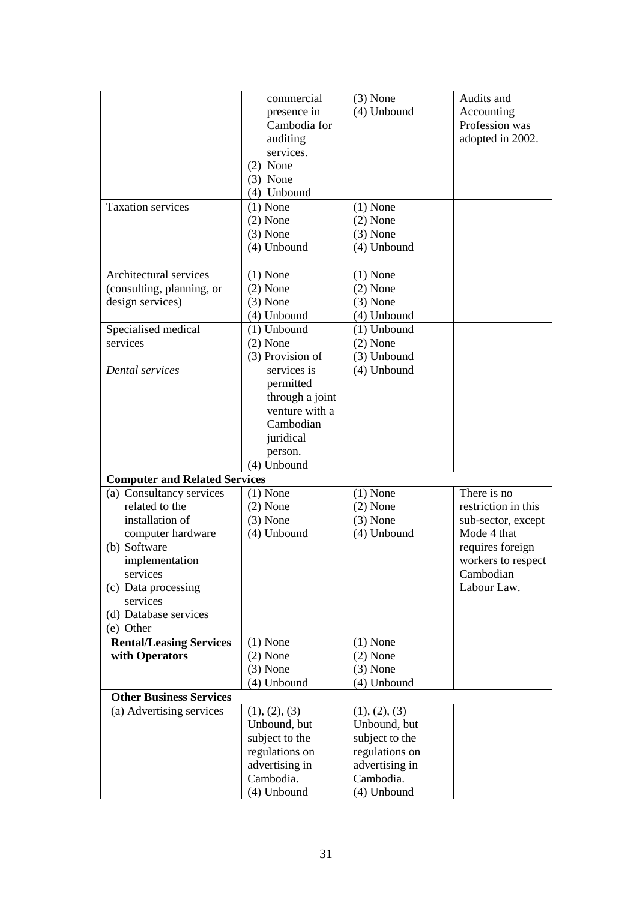| | | | |
|---|---|---|---|
| | commercial presence in Cambodia for auditing services.<br>(2) None<br>(3) None<br>(4) Unbound | (3) None<br>(4) Unbound | Audits and Accounting Profession was adopted in 2002. |
| Taxation services | (1) None<br>(2) None<br>(3) None<br>(4) Unbound | (1) None<br>(2) None<br>(3) None<br>(4) Unbound | |
| Architectural services (consulting, planning, or design services) | (1) None<br>(2) None<br>(3) None<br>(4) Unbound | (1) None<br>(2) None<br>(3) None<br>(4) Unbound | |
| Specialised medical services<br><br>*Dental services* | (1) Unbound<br>(2) None<br>(3) Provision of services is permitted through a joint venture with a Cambodian juridical person.<br>(4) Unbound | (1) Unbound<br>(2) None<br>(3) Unbound<br>(4) Unbound | |
| **Computer and Related Services** | | | |
| (a) Consultancy services related to the installation of computer hardware<br>(b) Software implementation services<br>(c) Data processing services<br>(d) Database services<br>(e) Other | (1) None<br>(2) None<br>(3) None<br>(4) Unbound | (1) None<br>(2) None<br>(3) None<br>(4) Unbound | There is no restriction in this sub-sector, except Mode 4 that requires foreign workers to respect Cambodian Labour Law. |
| **Rental/Leasing Services with Operators** | (1) None<br>(2) None<br>(3) None<br>(4) Unbound | (1) None<br>(2) None<br>(3) None<br>(4) Unbound | |
| **Other Business Services** | | | |
| (a) Advertising services | (1), (2), (3) Unbound, but subject to the regulations on advertising in Cambodia.<br>(4) Unbound | (1), (2), (3) Unbound, but subject to the regulations on advertising in Cambodia.<br>(4) Unbound | |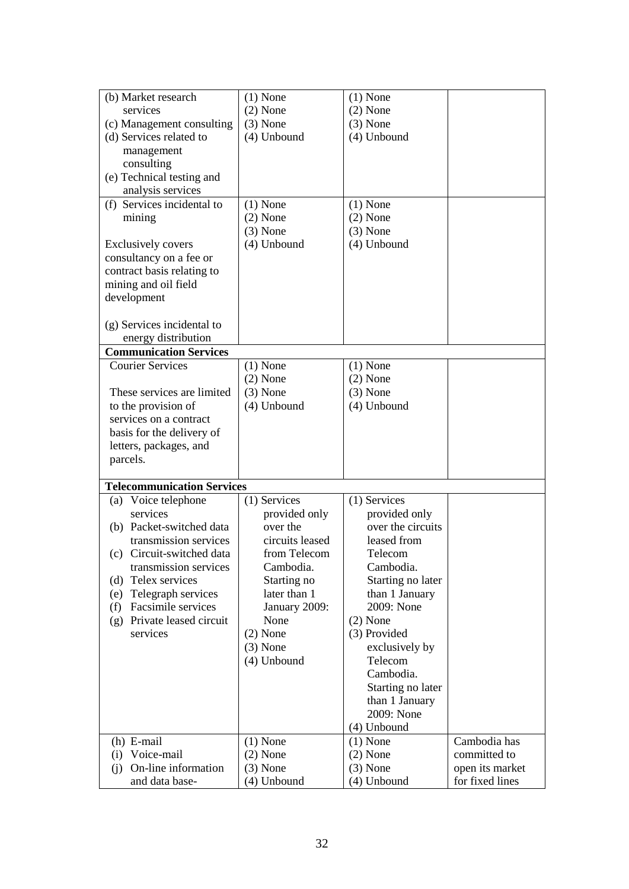| | | | |
|---|---|---|---|
| (b) Market research services<br>(c) Management consulting<br>(d) Services related to management consulting<br>(e) Technical testing and analysis services | (1) None<br>(2) None<br>(3) None<br>(4) Unbound | (1) None<br>(2) None<br>(3) None<br>(4) Unbound | |
| (f) Services incidental to mining<br><br>Exclusively covers consultancy on a fee or contract basis relating to mining and oil field development<br><br>(g) Services incidental to energy distribution | (1) None<br>(2) None<br>(3) None<br>(4) Unbound | (1) None<br>(2) None<br>(3) None<br>(4) Unbound | |
| **Communication Services** | | | |
| Courier Services<br><br>These services are limited to the provision of services on a contract basis for the delivery of letters, packages, and parcels. | (1) None<br>(2) None<br>(3) None<br>(4) Unbound | (1) None<br>(2) None<br>(3) None<br>(4) Unbound | |
| **Telecommunication Services** | | | |
| (a) Voice telephone services<br>(b) Packet-switched data transmission services<br>(c) Circuit-switched data transmission services<br>(d) Telex services<br>(e) Telegraph services<br>(f) Facsimile services<br>(g) Private leased circuit services | (1) Services provided only over the circuits leased from Telecom Cambodia. Starting no later than 1 January 2009: None<br>(2) None<br>(3) None<br>(4) Unbound | (1) Services provided only over the circuits leased from Telecom Cambodia. Starting no later than 1 January 2009: None<br>(2) None<br>(3) Provided exclusively by Telecom Cambodia. Starting no later than 1 January 2009: None<br>(4) Unbound | |
| (h) E-mail<br>(i) Voice-mail<br>(j) On-line information and data base- | (1) None<br>(2) None<br>(3) None<br>(4) Unbound | (1) None<br>(2) None<br>(3) None<br>(4) Unbound | Cambodia has committed to open its market for fixed lines |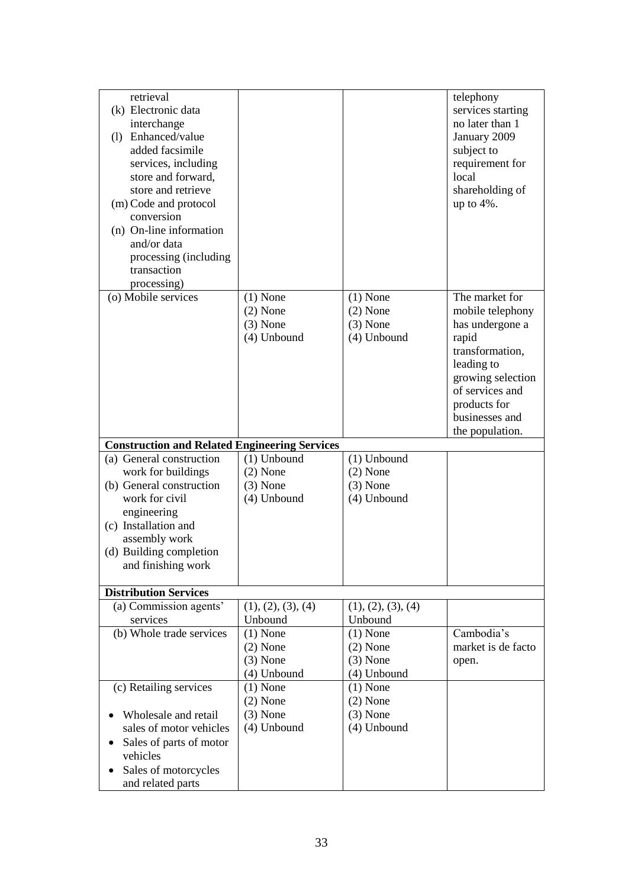| | | | |
|---|---|---|---|
| retrieval<br>(k) Electronic data interchange<br>(l) Enhanced/value added facsimile services, including store and forward, store and retrieve<br>(m) Code and protocol conversion<br>(n) On-line information and/or data processing (including transaction processing) | | | telephony services starting no later than 1 January 2009 subject to requirement for local shareholding of up to 4%. |
| (o) Mobile services | (1) None<br>(2) None<br>(3) None<br>(4) Unbound | (1) None<br>(2) None<br>(3) None<br>(4) Unbound | The market for mobile telephony has undergone a rapid transformation, leading to growing selection of services and products for businesses and the population. |
| **Construction and Related Engineering Services** | | | |
| (a) General construction work for buildings<br>(b) General construction work for civil engineering<br>(c) Installation and assembly work<br>(d) Building completion and finishing work | (1) Unbound<br>(2) None<br>(3) None<br>(4) Unbound | (1) Unbound<br>(2) None<br>(3) None<br>(4) Unbound | |
| **Distribution Services** | | | |
| (a) Commission agents' services | (1), (2), (3), (4) Unbound | (1), (2), (3), (4) Unbound | |
| (b) Whole trade services | (1) None<br>(2) None<br>(3) None<br>(4) Unbound | (1) None<br>(2) None<br>(3) None<br>(4) Unbound | Cambodia's market is de facto open. |
| (c) Retailing services<br>• Wholesale and retail sales of motor vehicles<br>• Sales of parts of motor vehicles<br>• Sales of motorcycles and related parts | (1) None<br>(2) None<br>(3) None<br>(4) Unbound | (1) None<br>(2) None<br>(3) None<br>(4) Unbound | |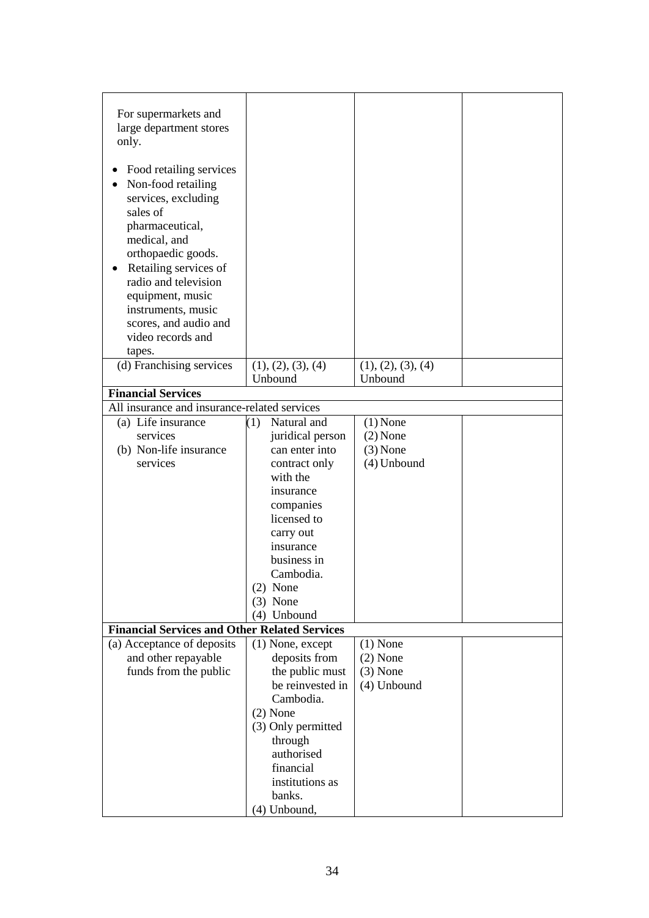| | | | |
|---|---|---|---|
| For supermarkets and large department stores only.<br><br>• Food retailing services<br>• Non-food retailing services, excluding sales of pharmaceutical, medical, and orthopaedic goods.<br>• Retailing services of radio and television equipment, music instruments, music scores, and audio and video records and tapes. | | | |
| (d) Franchising services | (1), (2), (3), (4) Unbound | (1), (2), (3), (4) Unbound | |
| **Financial Services** | | | |
| All insurance and insurance-related services | | | |
| (a) Life insurance services<br>(b) Non-life insurance services | (1) Natural and juridical person can enter into contract only with the insurance companies licensed to carry out insurance business in Cambodia.<br>(2) None<br>(3) None<br>(4) Unbound | (1) None<br>(2) None<br>(3) None<br>(4) Unbound | |
| **Financial Services and Other Related Services** | | | |
| (a) Acceptance of deposits and other repayable funds from the public | (1) None, except deposits from the public must be reinvested in Cambodia.<br>(2) None<br>(3) Only permitted through authorised financial institutions as banks.<br>(4) Unbound, | (1) None<br>(2) None<br>(3) None<br>(4) Unbound | |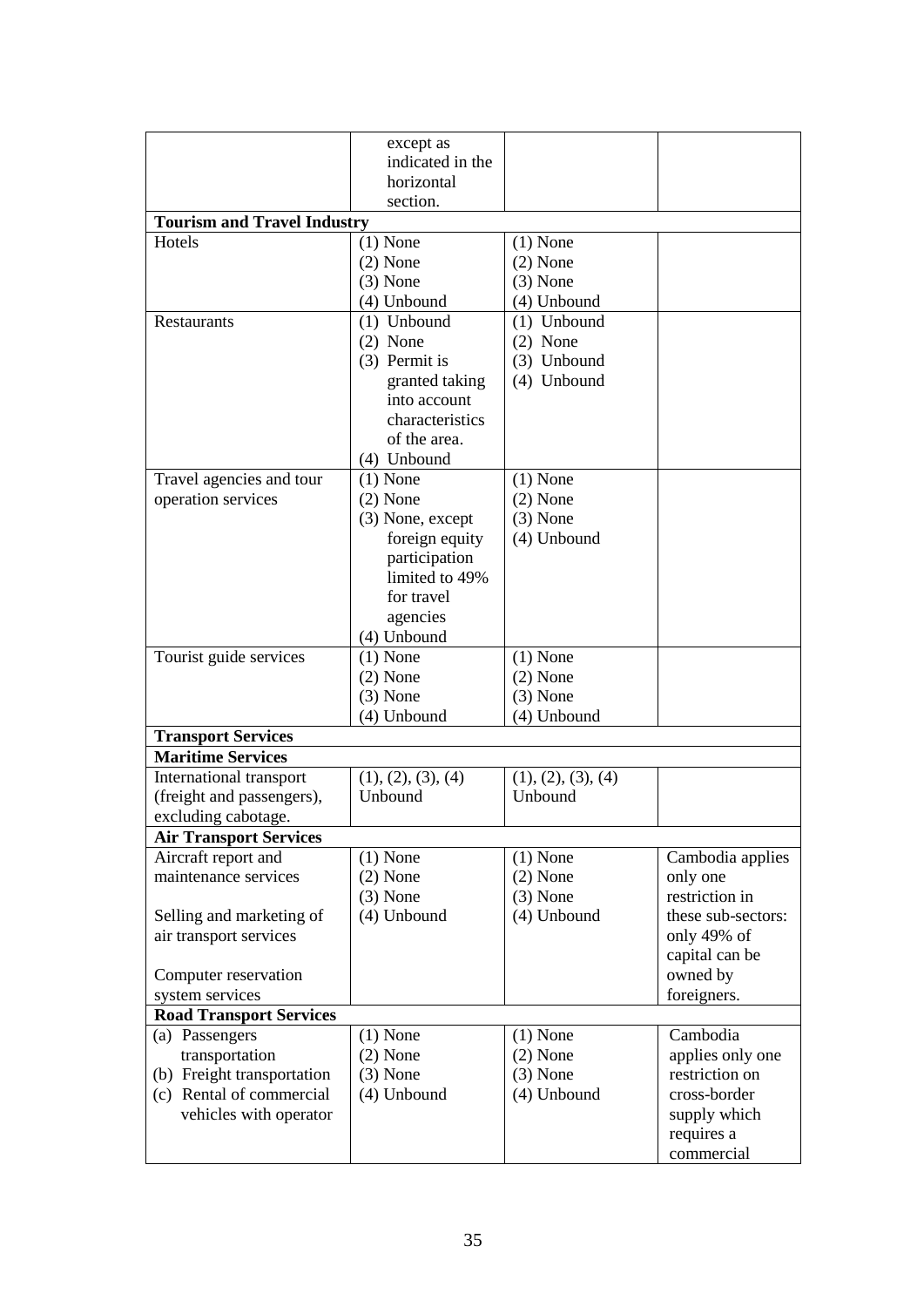| | | | |
|---|---|---|---|
| | except as indicated in the horizontal section. | | |
| **Tourism and Travel Industry** | | | |
| Hotels | (1) None<br>(2) None<br>(3) None<br>(4) Unbound | (1) None<br>(2) None<br>(3) None<br>(4) Unbound | |
| Restaurants | (1) Unbound<br>(2) None<br>(3) Permit is granted taking into account characteristics of the area.<br>(4) Unbound | (1) Unbound<br>(2) None<br>(3) Unbound<br>(4) Unbound | |
| Travel agencies and tour operation services | (1) None<br>(2) None<br>(3) None, except foreign equity participation limited to 49% for travel agencies<br>(4) Unbound | (1) None<br>(2) None<br>(3) None<br>(4) Unbound | |
| Tourist guide services | (1) None<br>(2) None<br>(3) None<br>(4) Unbound | (1) None<br>(2) None<br>(3) None<br>(4) Unbound | |
| **Transport Services** | | | |
| **Maritime Services** | | | |
| International transport (freight and passengers), excluding cabotage. | (1), (2), (3), (4) Unbound | (1), (2), (3), (4) Unbound | |
| **Air Transport Services** | | | |
| Aircraft report and maintenance services<br><br>Selling and marketing of air transport services<br><br>Computer reservation system services | (1) None<br>(2) None<br>(3) None<br>(4) Unbound | (1) None<br>(2) None<br>(3) None<br>(4) Unbound | Cambodia applies only one restriction in these sub-sectors: only 49% of capital can be owned by foreigners. |
| **Road Transport Services** | | | |
| (a) Passengers transportation<br>(b) Freight transportation<br>(c) Rental of commercial vehicles with operator | (1) None<br>(2) None<br>(3) None<br>(4) Unbound | (1) None<br>(2) None<br>(3) None<br>(4) Unbound | Cambodia applies only one restriction on cross-border supply which requires a commercial |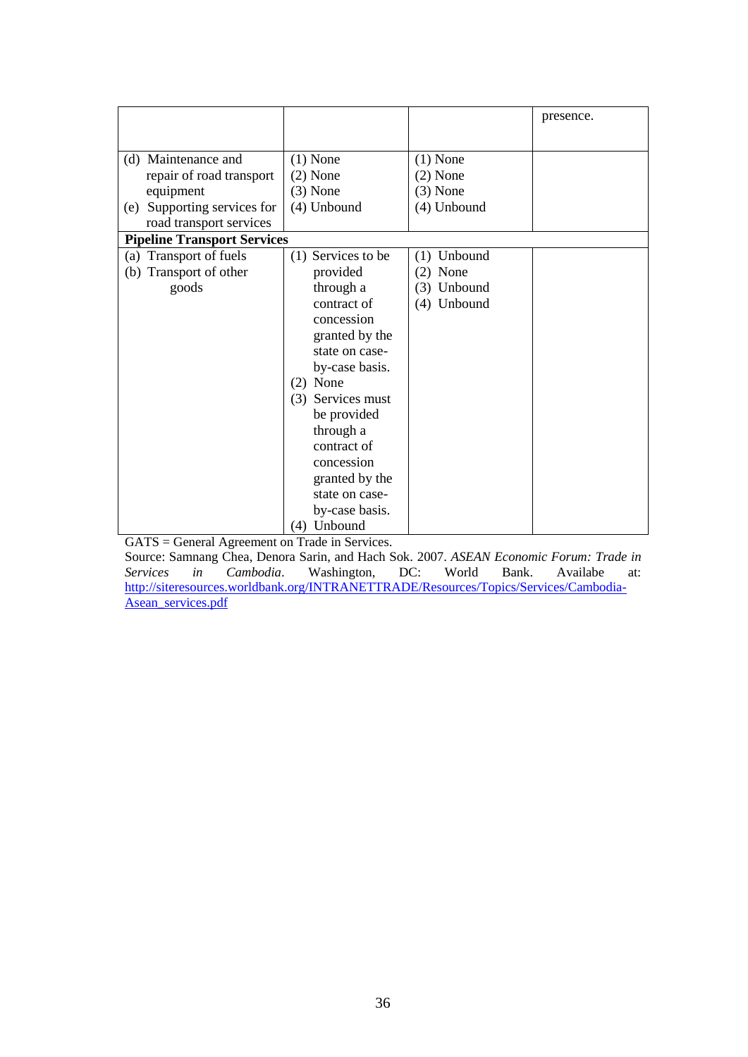| | | | |
|---|---|---|---|
| | | | presence. |
| (d) Maintenance and repair of road transport equipment<br>(e) Supporting services for road transport services | (1) None<br>(2) None<br>(3) None<br>(4) Unbound | (1) None<br>(2) None<br>(3) None<br>(4) Unbound | |
| **Pipeline Transport Services** | | | |
| (a) Transport of fuels<br>(b) Transport of other goods | (1) Services to be provided through a contract of concession granted by the state on case-by-case basis.<br>(2) None<br>(3) Services must be provided through a contract of concession granted by the state on case-by-case basis.<br>(4) Unbound | (1) Unbound<br>(2) None<br>(3) Unbound<br>(4) Unbound | |

GATS = General Agreement on Trade in Services.
Source: Samnang Chea, Denora Sarin, and Hach Sok. 2007. *ASEAN Economic Forum: Trade in Services in Cambodia*. Washington, DC: World Bank. Availabe at: http://siteresources.worldbank.org/INTRANETTRADE/Resources/Topics/Services/Cambodia-Asean_services.pdf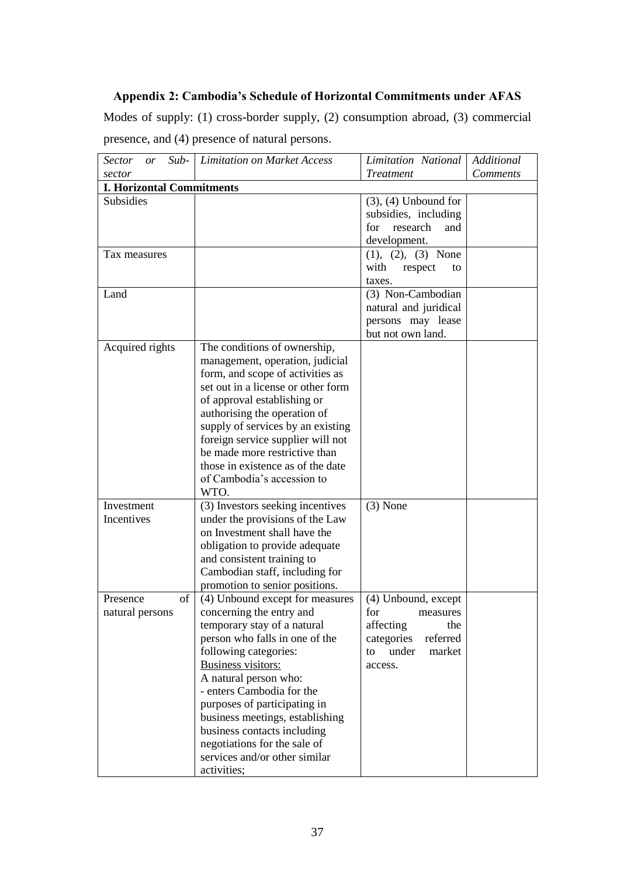## Appendix 2: Cambodia's Schedule of Horizontal Commitments under AFAS

Modes of supply: (1) cross-border supply, (2) consumption abroad, (3) commercial presence, and (4) presence of natural persons.

| *Sector or Sub-sector* | *Limitation on Market Access* | *Limitation National Treatment* | *Additional Comments* |
|---|---|---|---|
| **I. Horizontal Commitments** | | | |
| Subsidies | | (3), (4) Unbound for subsidies, including for research and development. | |
| Tax measures | | (1), (2), (3) None with respect to taxes. | |
| Land | | (3) Non-Cambodian natural and juridical persons may lease but not own land. | |
| Acquired rights | The conditions of ownership, management, operation, judicial form, and scope of activities as set out in a license or other form of approval establishing or authorising the operation of supply of services by an existing foreign service supplier will not be made more restrictive than those in existence as of the date of Cambodia's accession to WTO. | | |
| Investment Incentives | (3) Investors seeking incentives under the provisions of the Law on Investment shall have the obligation to provide adequate and consistent training to Cambodian staff, including for promotion to senior positions. | (3) None | |
| Presence of natural persons | (4) Unbound except for measures concerning the entry and temporary stay of a natural person who falls in one of the following categories:<br><u>Business visitors:</u><br>A natural person who:<br>- enters Cambodia for the purposes of participating in business meetings, establishing business contacts including negotiations for the sale of services and/or other similar activities; | (4) Unbound, except for measures affecting the categories referred to under market access. | |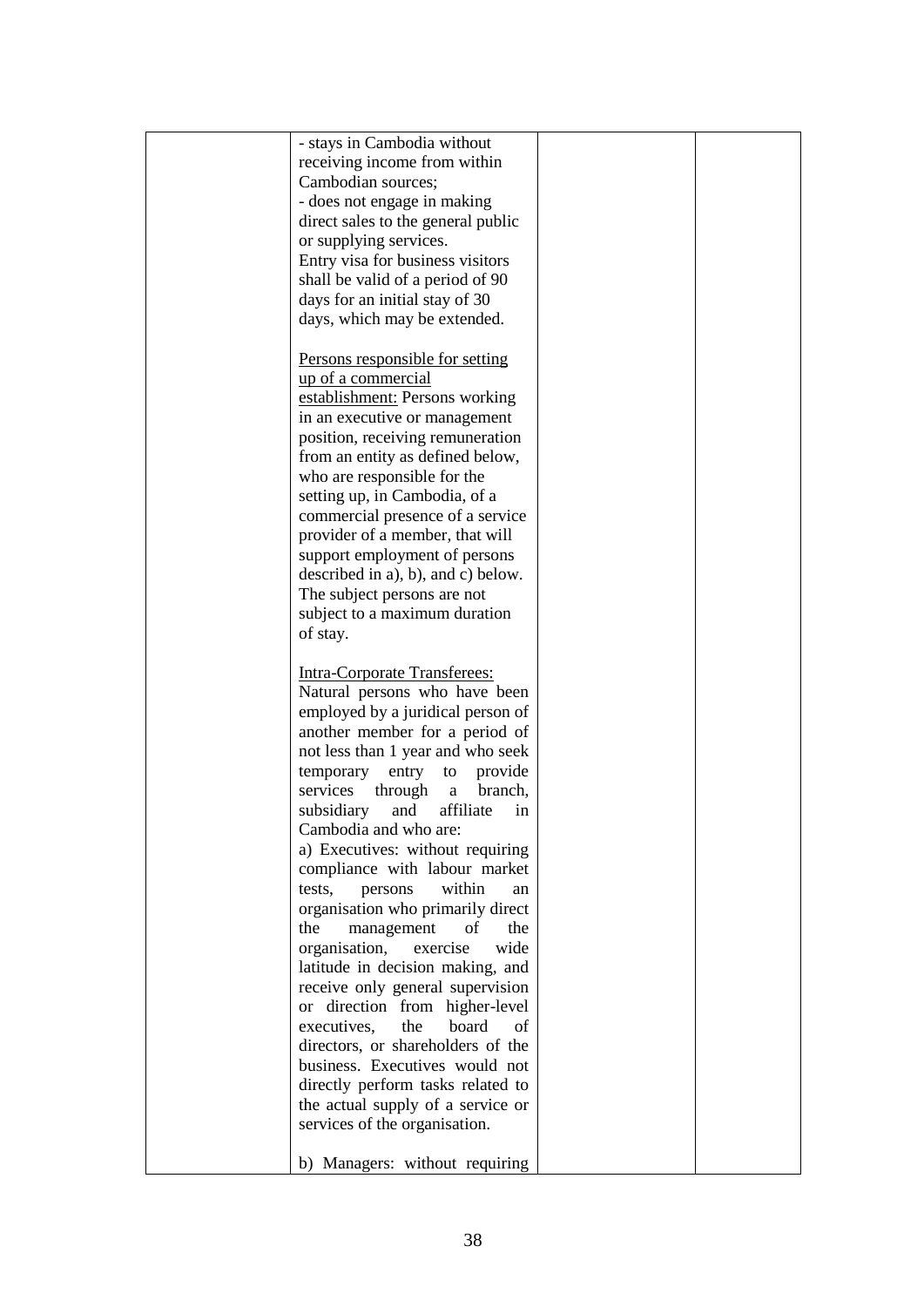| | | | |
|---|---|---|---|
| | - stays in Cambodia without receiving income from within Cambodian sources;<br>- does not engage in making direct sales to the general public or supplying services.<br>Entry visa for business visitors shall be valid of a period of 90 days for an initial stay of 30 days, which may be extended.<br><br><u>Persons responsible for setting up of a commercial establishment:</u> Persons working in an executive or management position, receiving remuneration from an entity as defined below, who are responsible for the setting up, in Cambodia, of a commercial presence of a service provider of a member, that will support employment of persons described in a), b), and c) below. The subject persons are not subject to a maximum duration of stay.<br><br><u>Intra-Corporate Transferees:</u> Natural persons who have been employed by a juridical person of another member for a period of not less than 1 year and who seek temporary entry to provide services through a branch, subsidiary and affiliate in Cambodia and who are:<br>a) Executives: without requiring compliance with labour market tests, persons within an organisation who primarily direct the management of the organisation, exercise wide latitude in decision making, and receive only general supervision or direction from higher-level executives, the board of directors, or shareholders of the business. Executives would not directly perform tasks related to the actual supply of a service or services of the organisation.<br><br>b) Managers: without requiring | | |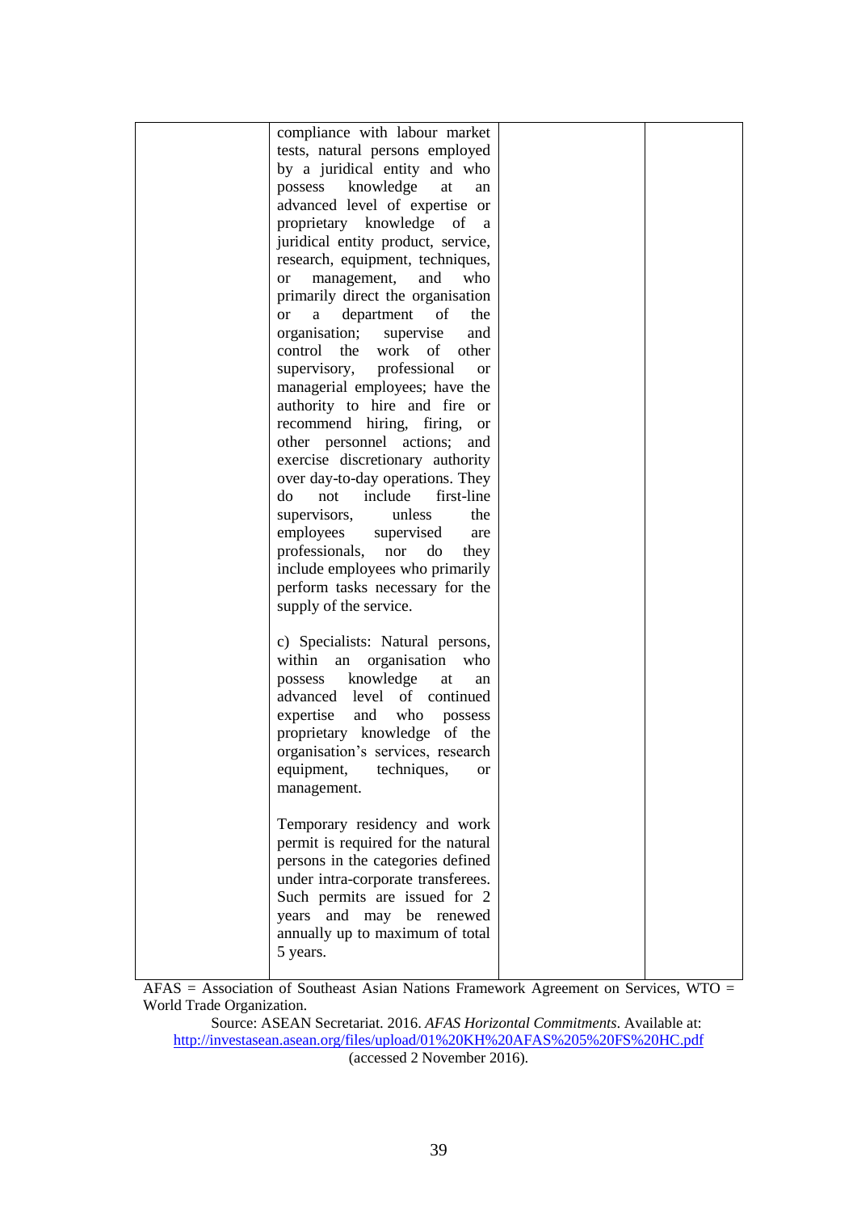| | | | |
|---|---|---|---|
| | compliance with labour market tests, natural persons employed by a juridical entity and who possess knowledge at an advanced level of expertise or proprietary knowledge of a juridical entity product, service, research, equipment, techniques, or management, and who primarily direct the organisation or a department of the organisation; supervise and control the work of other supervisory, professional or managerial employees; have the authority to hire and fire or recommend hiring, firing, or other personnel actions; and exercise discretionary authority over day-to-day operations. They do not include first-line supervisors, unless the employees supervised are professionals, nor do they include employees who primarily perform tasks necessary for the supply of the service.<br><br>c) Specialists: Natural persons, within an organisation who possess knowledge at an advanced level of continued expertise and who possess proprietary knowledge of the organisation's services, research equipment, techniques, or management.<br><br>Temporary residency and work permit is required for the natural persons in the categories defined under intra-corporate transferees. Such permits are issued for 2 years and may be renewed annually up to maximum of total 5 years. | | |

AFAS = Association of Southeast Asian Nations Framework Agreement on Services, WTO = World Trade Organization.

Source: ASEAN Secretariat. 2016. *AFAS Horizontal Commitments*. Available at: http://investasean.asean.org/files/upload/01%20KH%20AFAS%205%20FS%20HC.pdf (accessed 2 November 2016).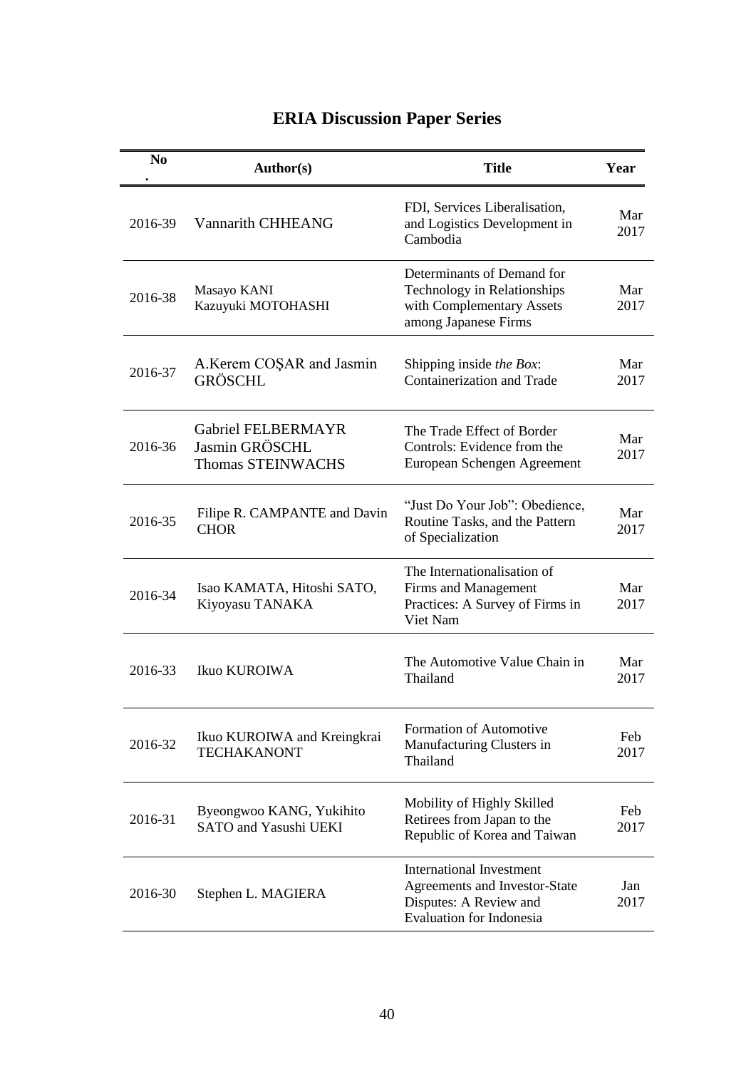# ERIA Discussion Paper Series

| No. | Author(s) | Title | Year |
|---|---|---|---|
| 2016-39 | Vannarith CHHEANG | FDI, Services Liberalisation, and Logistics Development in Cambodia | Mar 2017 |
| 2016-38 | Masayo KANI<br>Kazuyuki MOTOHASHI | Determinants of Demand for Technology in Relationships with Complementary Assets among Japanese Firms | Mar 2017 |
| 2016-37 | A.Kerem COŞAR and Jasmin GRÖSCHL | Shipping inside *the Box*: Containerization and Trade | Mar 2017 |
| 2016-36 | Gabriel FELBERMAYR<br>Jasmin GRÖSCHL<br>Thomas STEINWACHS | The Trade Effect of Border Controls: Evidence from the European Schengen Agreement | Mar 2017 |
| 2016-35 | Filipe R. CAMPANTE and Davin CHOR | "Just Do Your Job": Obedience, Routine Tasks, and the Pattern of Specialization | Mar 2017 |
| 2016-34 | Isao KAMATA, Hitoshi SATO, Kiyoyasu TANAKA | The Internationalisation of Firms and Management Practices: A Survey of Firms in Viet Nam | Mar 2017 |
| 2016-33 | Ikuo KUROIWA | The Automotive Value Chain in Thailand | Mar 2017 |
| 2016-32 | Ikuo KUROIWA and Kreingkrai TECHAKANONT | Formation of Automotive Manufacturing Clusters in Thailand | Feb 2017 |
| 2016-31 | Byeongwoo KANG, Yukihito SATO and Yasushi UEKI | Mobility of Highly Skilled Retirees from Japan to the Republic of Korea and Taiwan | Feb 2017 |
| 2016-30 | Stephen L. MAGIERA | International Investment Agreements and Investor-State Disputes: A Review and Evaluation for Indonesia | Jan 2017 |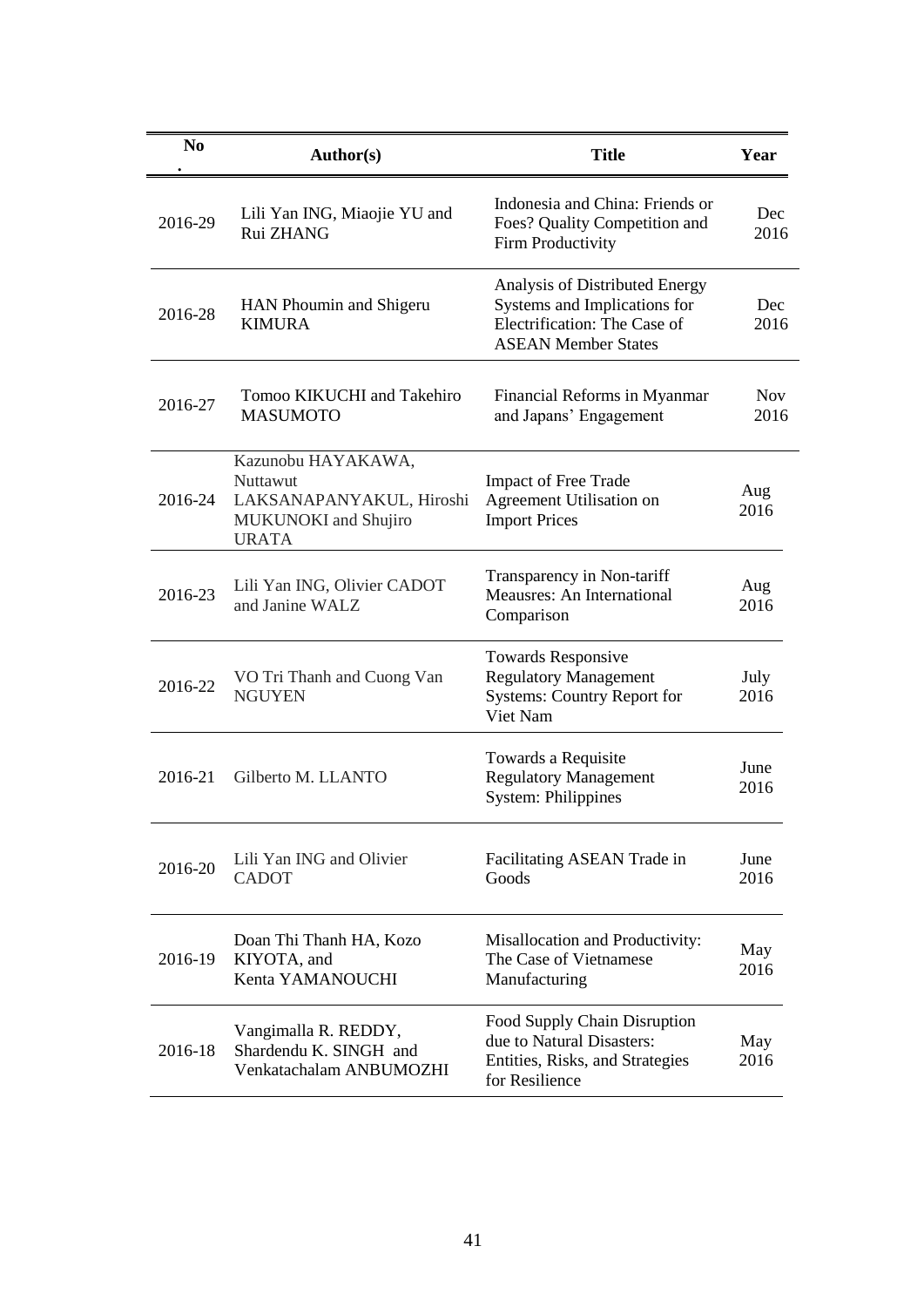| No. | Author(s) | Title | Year |
|---|---|---|---|
| 2016-29 | Lili Yan ING, Miaojie YU and Rui ZHANG | Indonesia and China: Friends or Foes? Quality Competition and Firm Productivity | Dec 2016 |
| 2016-28 | HAN Phoumin and Shigeru KIMURA | Analysis of Distributed Energy Systems and Implications for Electrification: The Case of ASEAN Member States | Dec 2016 |
| 2016-27 | Tomoo KIKUCHI and Takehiro MASUMOTO | Financial Reforms in Myanmar and Japans' Engagement | Nov 2016 |
| 2016-24 | Kazunobu HAYAKAWA, Nuttawut LAKSANAPANYAKUL, Hiroshi MUKUNOKI and Shujiro URATA | Impact of Free Trade Agreement Utilisation on Import Prices | Aug 2016 |
| 2016-23 | Lili Yan ING, Olivier CADOT and Janine WALZ | Transparency in Non-tariff Meausres: An International Comparison | Aug 2016 |
| 2016-22 | VO Tri Thanh and Cuong Van NGUYEN | Towards Responsive Regulatory Management Systems: Country Report for Viet Nam | July 2016 |
| 2016-21 | Gilberto M. LLANTO | Towards a Requisite Regulatory Management System: Philippines | June 2016 |
| 2016-20 | Lili Yan ING and Olivier CADOT | Facilitating ASEAN Trade in Goods | June 2016 |
| 2016-19 | Doan Thi Thanh HA, Kozo KIYOTA, and Kenta YAMANOUCHI | Misallocation and Productivity: The Case of Vietnamese Manufacturing | May 2016 |
| 2016-18 | Vangimalla R. REDDY, Shardendu K. SINGH and Venkatachalam ANBUMOZHI | Food Supply Chain Disruption due to Natural Disasters: Entities, Risks, and Strategies for Resilience | May 2016 |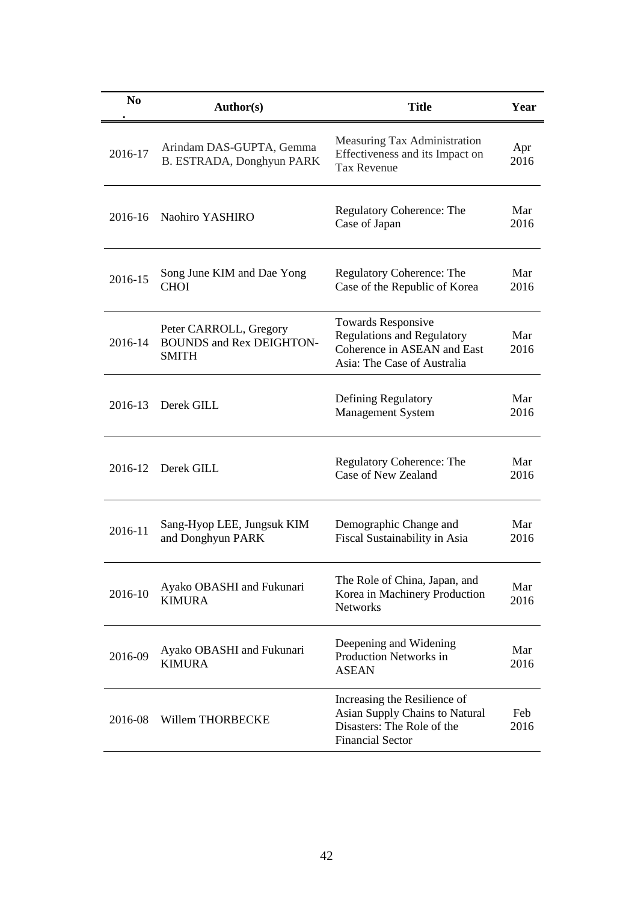| No. | Author(s) | Title | Year |
|---|---|---|---|
| 2016-17 | Arindam DAS-GUPTA, Gemma B. ESTRADA, Donghyun PARK | Measuring Tax Administration Effectiveness and its Impact on Tax Revenue | Apr 2016 |
| 2016-16 | Naohiro YASHIRO | Regulatory Coherence: The Case of Japan | Mar 2016 |
| 2016-15 | Song June KIM and Dae Yong CHOI | Regulatory Coherence: The Case of the Republic of Korea | Mar 2016 |
| 2016-14 | Peter CARROLL, Gregory BOUNDS and Rex DEIGHTON-SMITH | Towards Responsive Regulations and Regulatory Coherence in ASEAN and East Asia: The Case of Australia | Mar 2016 |
| 2016-13 | Derek GILL | Defining Regulatory Management System | Mar 2016 |
| 2016-12 | Derek GILL | Regulatory Coherence: The Case of New Zealand | Mar 2016 |
| 2016-11 | Sang-Hyop LEE, Jungsuk KIM and Donghyun PARK | Demographic Change and Fiscal Sustainability in Asia | Mar 2016 |
| 2016-10 | Ayako OBASHI and Fukunari KIMURA | The Role of China, Japan, and Korea in Machinery Production Networks | Mar 2016 |
| 2016-09 | Ayako OBASHI and Fukunari KIMURA | Deepening and Widening Production Networks in ASEAN | Mar 2016 |
| 2016-08 | Willem THORBECKE | Increasing the Resilience of Asian Supply Chains to Natural Disasters: The Role of the Financial Sector | Feb 2016 |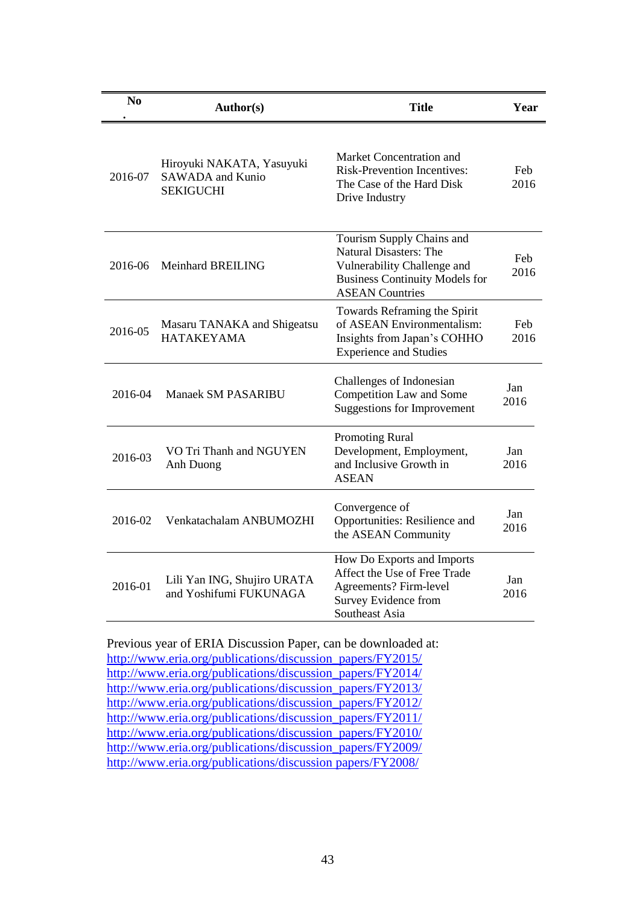| No. | Author(s) | Title | Year |
|---|---|---|---|
| 2016-07 | Hiroyuki NAKATA, Yasuyuki SAWADA and Kunio SEKIGUCHI | Market Concentration and Risk-Prevention Incentives: The Case of the Hard Disk Drive Industry | Feb 2016 |
| 2016-06 | Meinhard BREILING | Tourism Supply Chains and Natural Disasters: The Vulnerability Challenge and Business Continuity Models for ASEAN Countries | Feb 2016 |
| 2016-05 | Masaru TANAKA and Shigeatsu HATAKEYAMA | Towards Reframing the Spirit of ASEAN Environmentalism: Insights from Japan's COHHO Experience and Studies | Feb 2016 |
| 2016-04 | Manaek SM PASARIBU | Challenges of Indonesian Competition Law and Some Suggestions for Improvement | Jan 2016 |
| 2016-03 | VO Tri Thanh and NGUYEN Anh Duong | Promoting Rural Development, Employment, and Inclusive Growth in ASEAN | Jan 2016 |
| 2016-02 | Venkatachalam ANBUMOZHI | Convergence of Opportunities: Resilience and the ASEAN Community | Jan 2016 |
| 2016-01 | Lili Yan ING, Shujiro URATA and Yoshifumi FUKUNAGA | How Do Exports and Imports Affect the Use of Free Trade Agreements? Firm-level Survey Evidence from Southeast Asia | Jan 2016 |

Previous year of ERIA Discussion Paper, can be downloaded at:
http://www.eria.org/publications/discussion_papers/FY2015/
http://www.eria.org/publications/discussion_papers/FY2014/
http://www.eria.org/publications/discussion_papers/FY2013/
http://www.eria.org/publications/discussion_papers/FY2012/
http://www.eria.org/publications/discussion_papers/FY2011/
http://www.eria.org/publications/discussion_papers/FY2010/
http://www.eria.org/publications/discussion_papers/FY2009/
http://www.eria.org/publications/discussion_papers/FY2008/